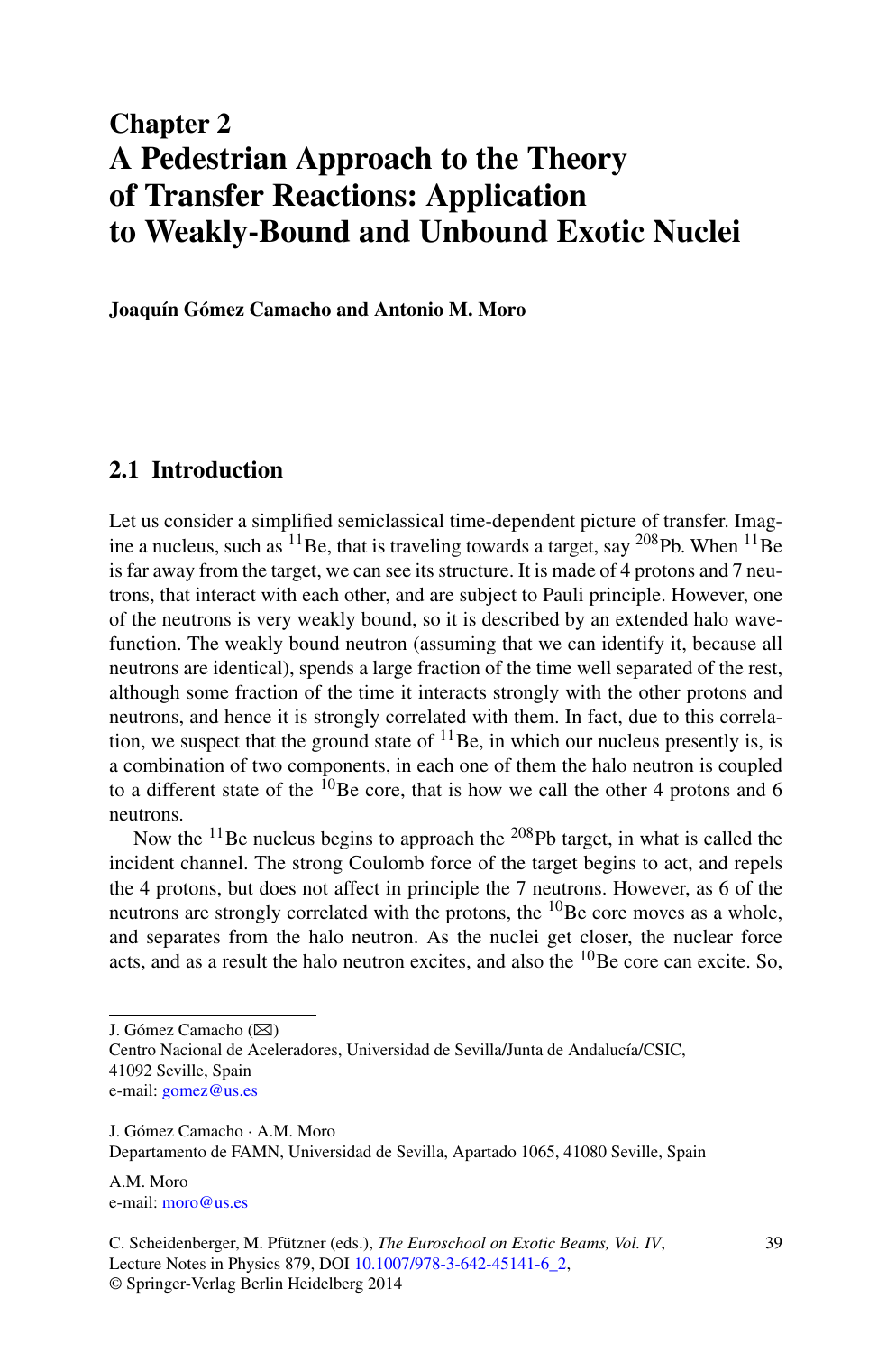# Chapter 2
# A Pedestrian Approach to the Theory of Transfer Reactions: Application to Weakly-Bound and Unbound Exotic Nuclei

**Joaquín Gómez Camacho and Antonio M. Moro**

## 2.1 Introduction

Let us consider a simplified semiclassical time-dependent picture of transfer. Imagine a nucleus, such as $^{11}$Be, that is traveling towards a target, say $^{208}$Pb. When $^{11}$Be is far away from the target, we can see its structure. It is made of 4 protons and 7 neutrons, that interact with each other, and are subject to Pauli principle. However, one of the neutrons is very weakly bound, so it is described by an extended halo wavefunction. The weakly bound neutron (assuming that we can identify it, because all neutrons are identical), spends a large fraction of the time well separated of the rest, although some fraction of the time it interacts strongly with the other protons and neutrons, and hence it is strongly correlated with them. In fact, due to this correlation, we suspect that the ground state of $^{11}$Be, in which our nucleus presently is, is a combination of two components, in each one of them the halo neutron is coupled to a different state of the $^{10}$Be core, that is how we call the other 4 protons and 6 neutrons.

Now the $^{11}$Be nucleus begins to approach the $^{208}$Pb target, in what is called the incident channel. The strong Coulomb force of the target begins to act, and repels the 4 protons, but does not affect in principle the 7 neutrons. However, as 6 of the neutrons are strongly correlated with the protons, the $^{10}$Be core moves as a whole, and separates from the halo neutron. As the nuclei get closer, the nuclear force acts, and as a result the halo neutron excites, and also the $^{10}$Be core can excite. So,

---

J. Gómez Camacho (✉)
Centro Nacional de Aceleradores, Universidad de Sevilla/Junta de Andalucía/CSIC, 41092 Seville, Spain
e-mail: gomez@us.es

J. Gómez Camacho · A.M. Moro
Departamento de FAMN, Universidad de Sevilla, Apartado 1065, 41080 Seville, Spain

A.M. Moro
e-mail: moro@us.es

C. Scheidenberger, M. Pfützner (eds.), *The Euroschool on Exotic Beams, Vol. IV*, Lecture Notes in Physics 879, DOI 10.1007/978-3-642-45141-6_2,
© Springer-Verlag Berlin Heidelberg 2014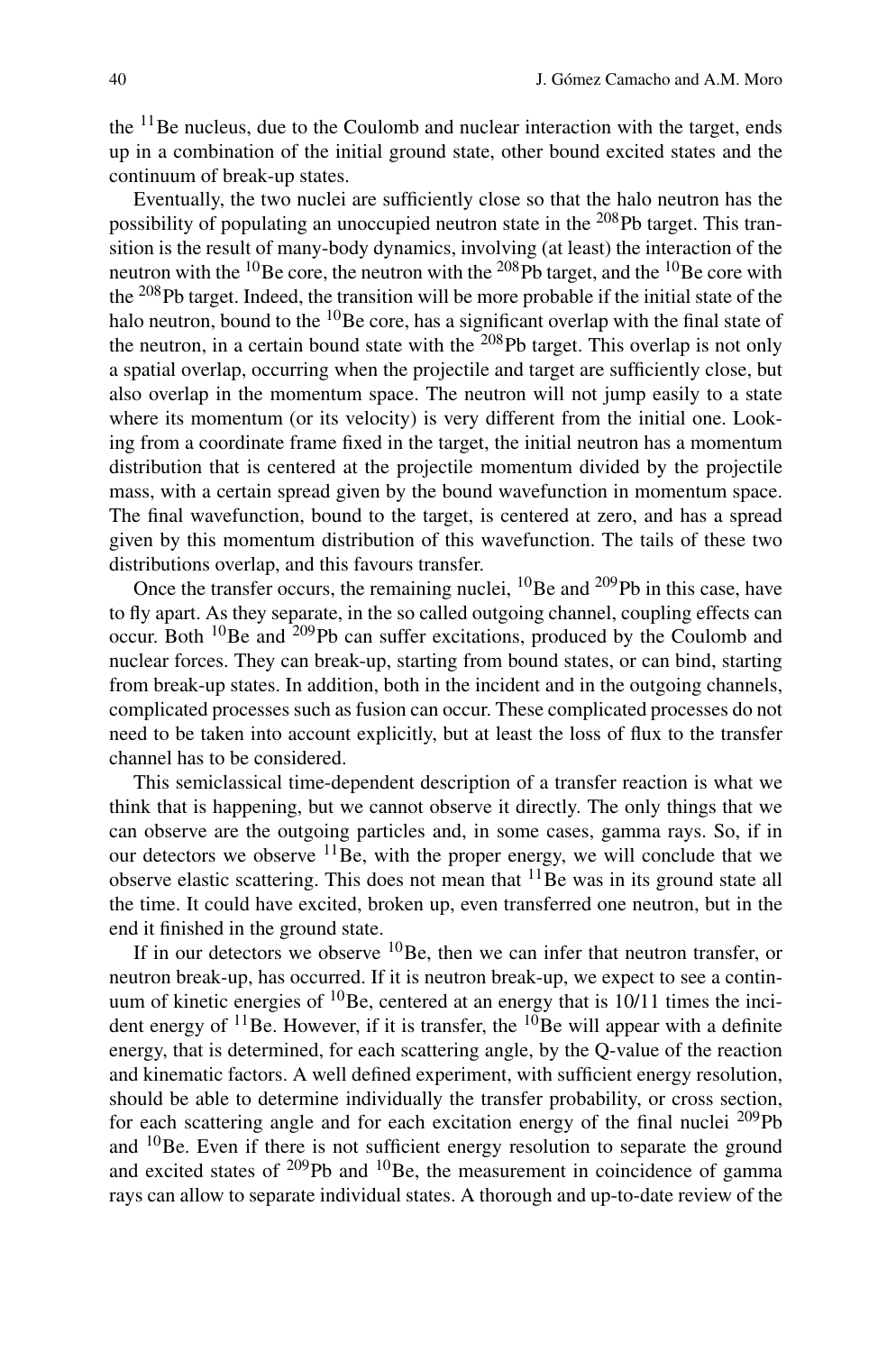the $^{11}$Be nucleus, due to the Coulomb and nuclear interaction with the target, ends up in a combination of the initial ground state, other bound excited states and the continuum of break-up states.

Eventually, the two nuclei are sufficiently close so that the halo neutron has the possibility of populating an unoccupied neutron state in the $^{208}$Pb target. This transition is the result of many-body dynamics, involving (at least) the interaction of the neutron with the $^{10}$Be core, the neutron with the $^{208}$Pb target, and the $^{10}$Be core with the $^{208}$Pb target. Indeed, the transition will be more probable if the initial state of the halo neutron, bound to the $^{10}$Be core, has a significant overlap with the final state of the neutron, in a certain bound state with the $^{208}$Pb target. This overlap is not only a spatial overlap, occurring when the projectile and target are sufficiently close, but also overlap in the momentum space. The neutron will not jump easily to a state where its momentum (or its velocity) is very different from the initial one. Looking from a coordinate frame fixed in the target, the initial neutron has a momentum distribution that is centered at the projectile momentum divided by the projectile mass, with a certain spread given by the bound wavefunction in momentum space. The final wavefunction, bound to the target, is centered at zero, and has a spread given by this momentum distribution of this wavefunction. The tails of these two distributions overlap, and this favours transfer.

Once the transfer occurs, the remaining nuclei, $^{10}$Be and $^{209}$Pb in this case, have to fly apart. As they separate, in the so called outgoing channel, coupling effects can occur. Both $^{10}$Be and $^{209}$Pb can suffer excitations, produced by the Coulomb and nuclear forces. They can break-up, starting from bound states, or can bind, starting from break-up states. In addition, both in the incident and in the outgoing channels, complicated processes such as fusion can occur. These complicated processes do not need to be taken into account explicitly, but at least the loss of flux to the transfer channel has to be considered.

This semiclassical time-dependent description of a transfer reaction is what we think that is happening, but we cannot observe it directly. The only things that we can observe are the outgoing particles and, in some cases, gamma rays. So, if in our detectors we observe $^{11}$Be, with the proper energy, we will conclude that we observe elastic scattering. This does not mean that $^{11}$Be was in its ground state all the time. It could have excited, broken up, even transferred one neutron, but in the end it finished in the ground state.

If in our detectors we observe $^{10}$Be, then we can infer that neutron transfer, or neutron break-up, has occurred. If it is neutron break-up, we expect to see a continuum of kinetic energies of $^{10}$Be, centered at an energy that is 10/11 times the incident energy of $^{11}$Be. However, if it is transfer, the $^{10}$Be will appear with a definite energy, that is determined, for each scattering angle, by the Q-value of the reaction and kinematic factors. A well defined experiment, with sufficient energy resolution, should be able to determine individually the transfer probability, or cross section, for each scattering angle and for each excitation energy of the final nuclei $^{209}$Pb and $^{10}$Be. Even if there is not sufficient energy resolution to separate the ground and excited states of $^{209}$Pb and $^{10}$Be, the measurement in coincidence of gamma rays can allow to separate individual states. A thorough and up-to-date review of the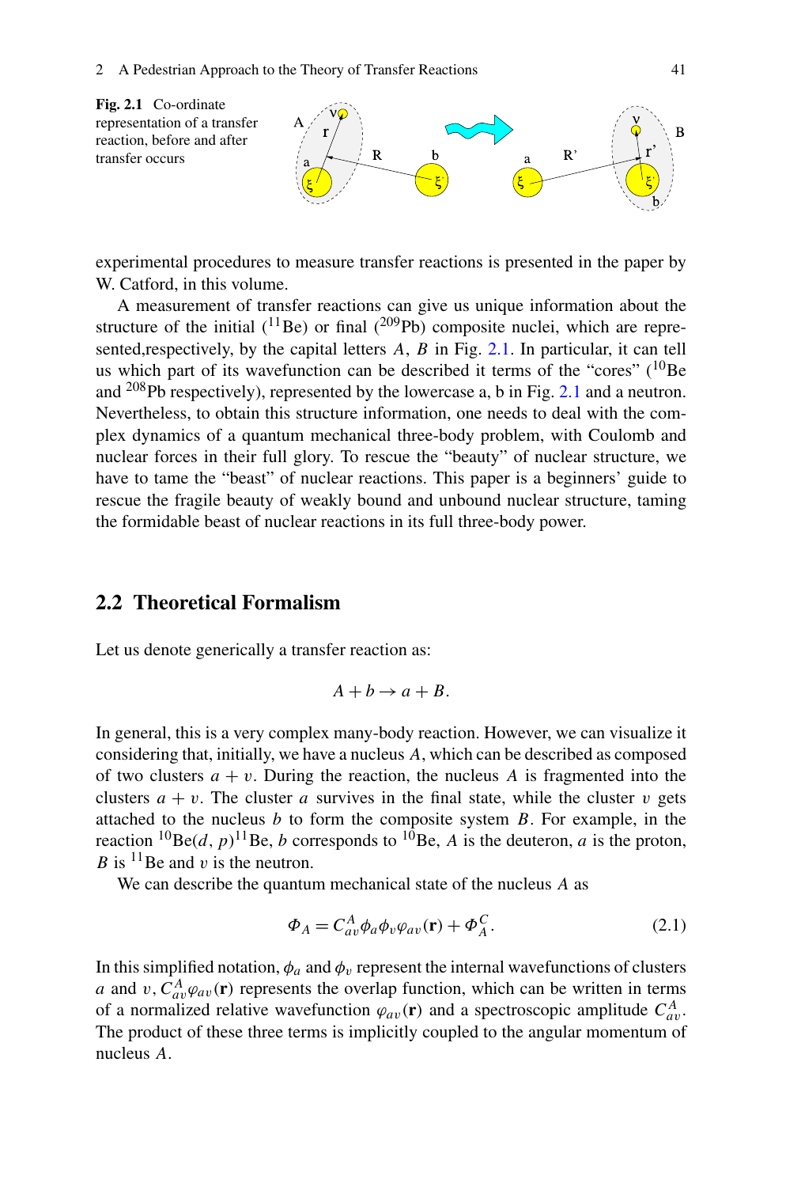**Fig. 2.1** Co-ordinate representation of a transfer reaction, before and after transfer occurs

experimental procedures to measure transfer reactions is presented in the paper by W. Catford, in this volume.

A measurement of transfer reactions can give us unique information about the structure of the initial ($^{11}$Be) or final ($^{209}$Pb) composite nuclei, which are represented,respectively, by the capital letters $A$, $B$ in Fig. 2.1. In particular, it can tell us which part of its wavefunction can be described it terms of the "cores" ($^{10}$Be and $^{208}$Pb respectively), represented by the lowercase a, b in Fig. 2.1 and a neutron. Nevertheless, to obtain this structure information, one needs to deal with the complex dynamics of a quantum mechanical three-body problem, with Coulomb and nuclear forces in their full glory. To rescue the "beauty" of nuclear structure, we have to tame the "beast" of nuclear reactions. This paper is a beginners' guide to rescue the fragile beauty of weakly bound and unbound nuclear structure, taming the formidable beast of nuclear reactions in its full three-body power.

## 2.2 Theoretical Formalism

Let us denote generically a transfer reaction as:

$$A + b \rightarrow a + B.$$

In general, this is a very complex many-body reaction. However, we can visualize it considering that, initially, we have a nucleus $A$, which can be described as composed of two clusters $a + v$. During the reaction, the nucleus $A$ is fragmented into the clusters $a + v$. The cluster $a$ survives in the final state, while the cluster $v$ gets attached to the nucleus $b$ to form the composite system $B$. For example, in the reaction $^{10}$Be$(d, p)^{11}$Be, $b$ corresponds to $^{10}$Be, $A$ is the deuteron, $a$ is the proton, $B$ is $^{11}$Be and $v$ is the neutron.

We can describe the quantum mechanical state of the nucleus $A$ as

$$\Phi_A = C^A_{av}\phi_a\phi_v\varphi_{av}(\mathbf{r}) + \Phi^C_A. \tag{2.1}$$

In this simplified notation, $\phi_a$ and $\phi_v$ represent the internal wavefunctions of clusters $a$ and $v$, $C^A_{av}\varphi_{av}(\mathbf{r})$ represents the overlap function, which can be written in terms of a normalized relative wavefunction $\varphi_{av}(\mathbf{r})$ and a spectroscopic amplitude $C^A_{av}$. The product of these three terms is implicitly coupled to the angular momentum of nucleus $A$.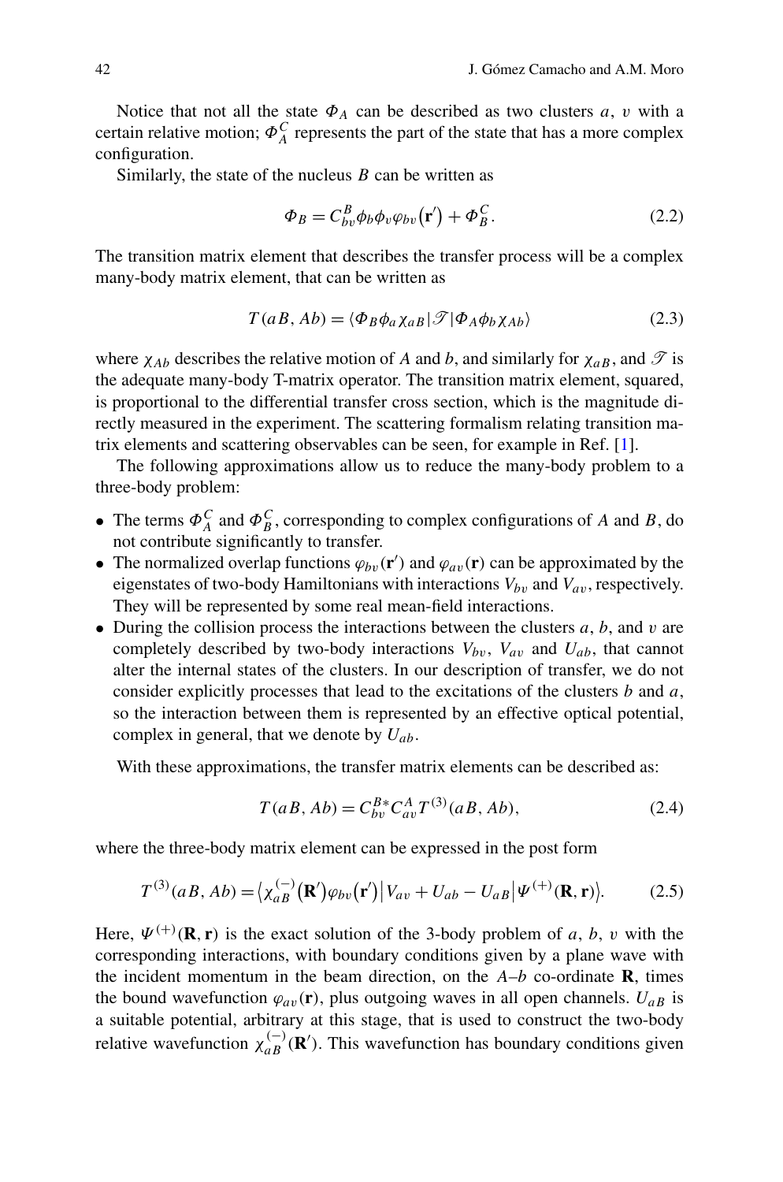Notice that not all the state $\Phi_A$ can be described as two clusters $a$, $v$ with a certain relative motion; $\Phi_A^C$ represents the part of the state that has a more complex configuration.

Similarly, the state of the nucleus $B$ can be written as

$$\Phi_B = C_{bv}^B \phi_b \phi_v \varphi_{bv}(\mathbf{r}') + \Phi_B^C. \tag{2.2}$$

The transition matrix element that describes the transfer process will be a complex many-body matrix element, that can be written as

$$T(aB, Ab) = \langle \Phi_B \phi_a \chi_{aB} | \mathscr{T} | \Phi_A \phi_b \chi_{Ab} \rangle \tag{2.3}$$

where $\chi_{Ab}$ describes the relative motion of $A$ and $b$, and similarly for $\chi_{aB}$, and $\mathscr{T}$ is the adequate many-body T-matrix operator. The transition matrix element, squared, is proportional to the differential transfer cross section, which is the magnitude directly measured in the experiment. The scattering formalism relating transition matrix elements and scattering observables can be seen, for example in Ref. [1].

The following approximations allow us to reduce the many-body problem to a three-body problem:

- The terms $\Phi_A^C$ and $\Phi_B^C$, corresponding to complex configurations of $A$ and $B$, do not contribute significantly to transfer.
- The normalized overlap functions $\varphi_{bv}(\mathbf{r}')$ and $\varphi_{av}(\mathbf{r})$ can be approximated by the eigenstates of two-body Hamiltonians with interactions $V_{bv}$ and $V_{av}$, respectively. They will be represented by some real mean-field interactions.
- During the collision process the interactions between the clusters $a$, $b$, and $v$ are completely described by two-body interactions $V_{bv}$, $V_{av}$ and $U_{ab}$, that cannot alter the internal states of the clusters. In our description of transfer, we do not consider explicitly processes that lead to the excitations of the clusters $b$ and $a$, so the interaction between them is represented by an effective optical potential, complex in general, that we denote by $U_{ab}$.

With these approximations, the transfer matrix elements can be described as:

$$T(aB, Ab) = C_{bv}^{B*} C_{av}^A T^{(3)}(aB, Ab), \tag{2.4}$$

where the three-body matrix element can be expressed in the post form

$$T^{(3)}(aB, Ab) = \langle \chi_{aB}^{(-)}(\mathbf{R}') \varphi_{bv}(\mathbf{r}') | V_{av} + U_{ab} - U_{aB} | \Psi^{(+)}(\mathbf{R}, \mathbf{r}) \rangle. \tag{2.5}$$

Here, $\Psi^{(+)}(\mathbf{R}, \mathbf{r})$ is the exact solution of the 3-body problem of $a$, $b$, $v$ with the corresponding interactions, with boundary conditions given by a plane wave with the incident momentum in the beam direction, on the $A$–$b$ co-ordinate $\mathbf{R}$, times the bound wavefunction $\varphi_{av}(\mathbf{r})$, plus outgoing waves in all open channels. $U_{aB}$ is a suitable potential, arbitrary at this stage, that is used to construct the two-body relative wavefunction $\chi_{aB}^{(-)}(\mathbf{R}')$. This wavefunction has boundary conditions given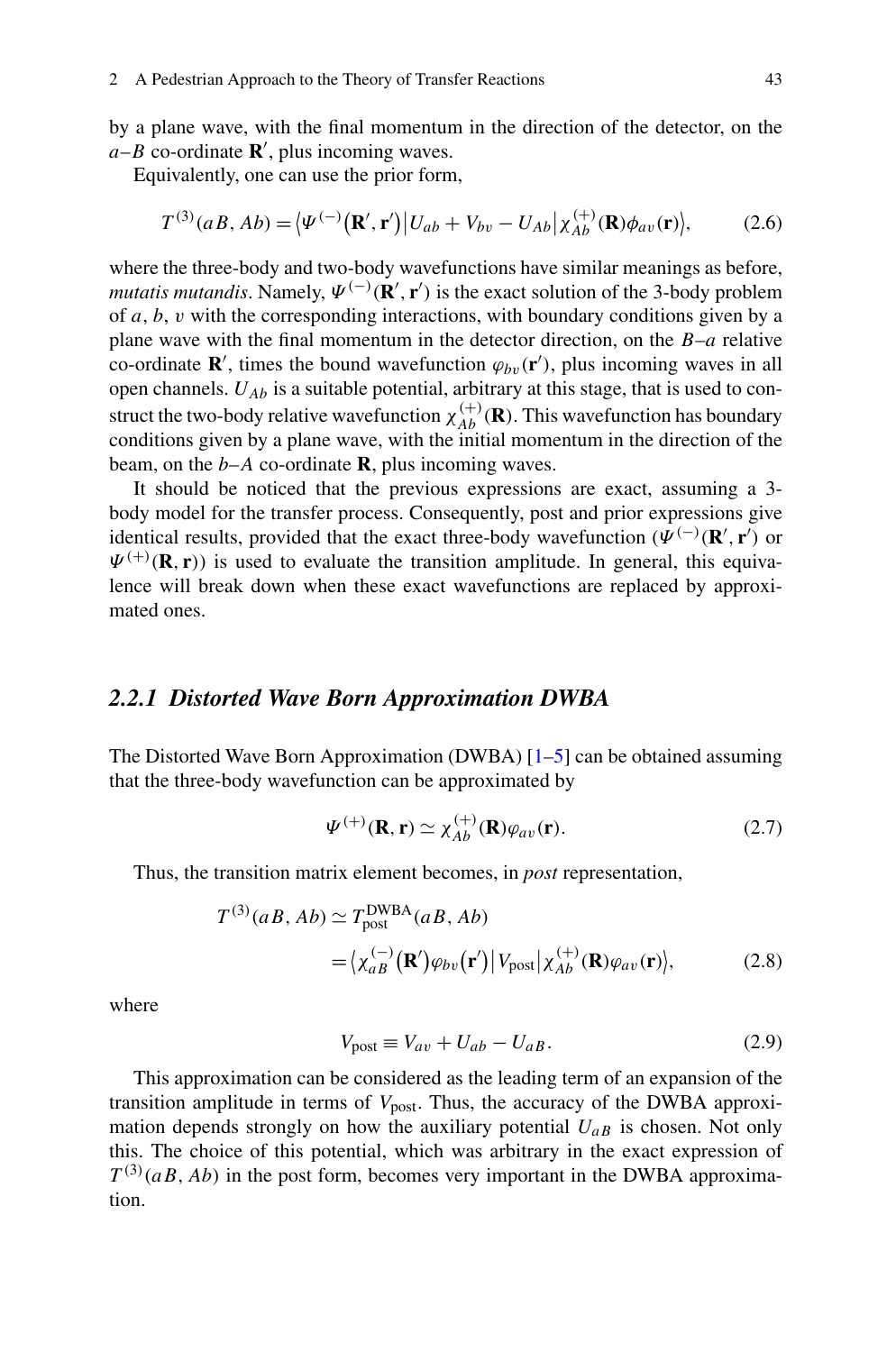by a plane wave, with the final momentum in the direction of the detector, on the $a$–$B$ co-ordinate $\mathbf{R}'$, plus incoming waves.

Equivalently, one can use the prior form,

$$T^{(3)}(aB, Ab) = \langle \Psi^{(-)}(\mathbf{R}', \mathbf{r}') | U_{ab} + V_{bv} - U_{Ab} | \chi^{(+)}_{Ab}(\mathbf{R}) \phi_{av}(\mathbf{r}) \rangle, \tag{2.6}$$

where the three-body and two-body wavefunctions have similar meanings as before, *mutatis mutandis*. Namely, $\Psi^{(-)}(\mathbf{R}', \mathbf{r}')$ is the exact solution of the 3-body problem of $a$, $b$, $v$ with the corresponding interactions, with boundary conditions given by a plane wave with the final momentum in the detector direction, on the $B$–$a$ relative co-ordinate $\mathbf{R}'$, times the bound wavefunction $\varphi_{bv}(\mathbf{r}')$, plus incoming waves in all open channels. $U_{Ab}$ is a suitable potential, arbitrary at this stage, that is used to construct the two-body relative wavefunction $\chi^{(+)}_{Ab}(\mathbf{R})$. This wavefunction has boundary conditions given by a plane wave, with the initial momentum in the direction of the beam, on the $b$–$A$ co-ordinate $\mathbf{R}$, plus incoming waves.

It should be noticed that the previous expressions are exact, assuming a 3-body model for the transfer process. Consequently, post and prior expressions give identical results, provided that the exact three-body wavefunction ($\Psi^{(-)}(\mathbf{R}', \mathbf{r}')$ or $\Psi^{(+)}(\mathbf{R}, \mathbf{r})$) is used to evaluate the transition amplitude. In general, this equivalence will break down when these exact wavefunctions are replaced by approximated ones.

### *2.2.1 Distorted Wave Born Approximation DWBA*

The Distorted Wave Born Approximation (DWBA) [1–5] can be obtained assuming that the three-body wavefunction can be approximated by

$$\Psi^{(+)}(\mathbf{R}, \mathbf{r}) \simeq \chi^{(+)}_{Ab}(\mathbf{R}) \varphi_{av}(\mathbf{r}). \tag{2.7}$$

Thus, the transition matrix element becomes, in *post* representation,

$$\begin{aligned} T^{(3)}(aB, Ab) &\simeq T^{\mathrm{DWBA}}_{\mathrm{post}}(aB, Ab) \\ &= \langle \chi^{(-)}_{aB}(\mathbf{R}') \varphi_{bv}(\mathbf{r}') | V_{\mathrm{post}} | \chi^{(+)}_{Ab}(\mathbf{R}) \varphi_{av}(\mathbf{r}) \rangle, \end{aligned} \tag{2.8}$$

where

$$V_{\mathrm{post}} \equiv V_{av} + U_{ab} - U_{aB}. \tag{2.9}$$

This approximation can be considered as the leading term of an expansion of the transition amplitude in terms of $V_{\mathrm{post}}$. Thus, the accuracy of the DWBA approximation depends strongly on how the auxiliary potential $U_{aB}$ is chosen. Not only this. The choice of this potential, which was arbitrary in the exact expression of $T^{(3)}(aB, Ab)$ in the post form, becomes very important in the DWBA approximation.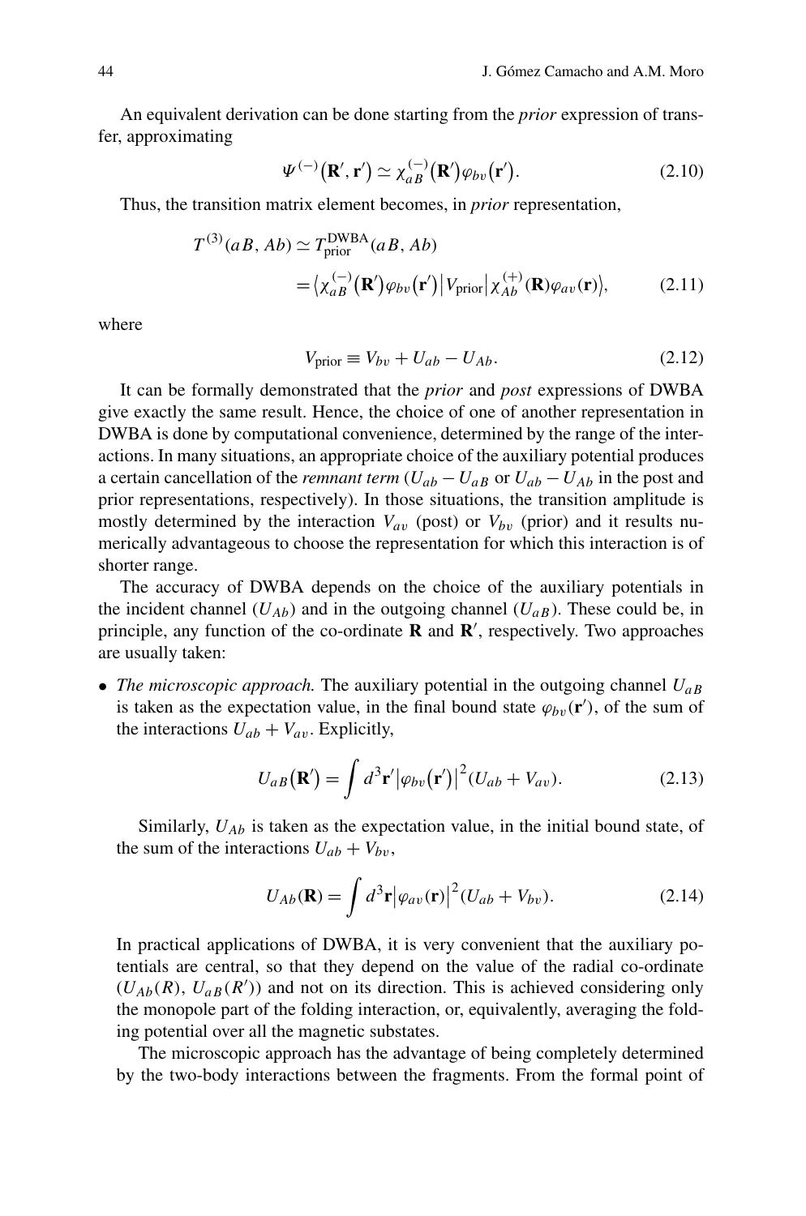An equivalent derivation can be done starting from the *prior* expression of transfer, approximating

$$\Psi^{(-)}(\mathbf{R}', \mathbf{r}') \simeq \chi_{aB}^{(-)}(\mathbf{R}')\varphi_{bv}(\mathbf{r}'). \tag{2.10}$$

Thus, the transition matrix element becomes, in *prior* representation,

$$\begin{aligned} T^{(3)}(aB, Ab) &\simeq T_{\text{prior}}^{\text{DWBA}}(aB, Ab) \\ &= \langle \chi_{aB}^{(-)}(\mathbf{R}')\varphi_{bv}(\mathbf{r}') | V_{\text{prior}} | \chi_{Ab}^{(+)}(\mathbf{R})\varphi_{av}(\mathbf{r}) \rangle, \end{aligned} \tag{2.11}$$

where

$$V_{\text{prior}} \equiv V_{bv} + U_{ab} - U_{Ab}. \tag{2.12}$$

It can be formally demonstrated that the *prior* and *post* expressions of DWBA give exactly the same result. Hence, the choice of one of another representation in DWBA is done by computational convenience, determined by the range of the interactions. In many situations, an appropriate choice of the auxiliary potential produces a certain cancellation of the *remnant term* ($U_{ab} - U_{aB}$ or $U_{ab} - U_{Ab}$ in the post and prior representations, respectively). In those situations, the transition amplitude is mostly determined by the interaction $V_{av}$ (post) or $V_{bv}$ (prior) and it results numerically advantageous to choose the representation for which this interaction is of shorter range.

The accuracy of DWBA depends on the choice of the auxiliary potentials in the incident channel ($U_{Ab}$) and in the outgoing channel ($U_{aB}$). These could be, in principle, any function of the co-ordinate $\mathbf{R}$ and $\mathbf{R}'$, respectively. Two approaches are usually taken:

- *The microscopic approach.* The auxiliary potential in the outgoing channel $U_{aB}$ is taken as the expectation value, in the final bound state $\varphi_{bv}(\mathbf{r}')$, of the sum of the interactions $U_{ab} + V_{av}$. Explicitly,

$$U_{aB}(\mathbf{R}') = \int d^3\mathbf{r}' |\varphi_{bv}(\mathbf{r}')|^2 (U_{ab} + V_{av}). \tag{2.13}$$

  Similarly, $U_{Ab}$ is taken as the expectation value, in the initial bound state, of the sum of the interactions $U_{ab} + V_{bv}$,

$$U_{Ab}(\mathbf{R}) = \int d^3\mathbf{r} |\varphi_{av}(\mathbf{r})|^2 (U_{ab} + V_{bv}). \tag{2.14}$$

  In practical applications of DWBA, it is very convenient that the auxiliary potentials are central, so that they depend on the value of the radial co-ordinate ($U_{Ab}(R)$, $U_{aB}(R')$) and not on its direction. This is achieved considering only the monopole part of the folding interaction, or, equivalently, averaging the folding potential over all the magnetic substates.

  The microscopic approach has the advantage of being completely determined by the two-body interactions between the fragments. From the formal point of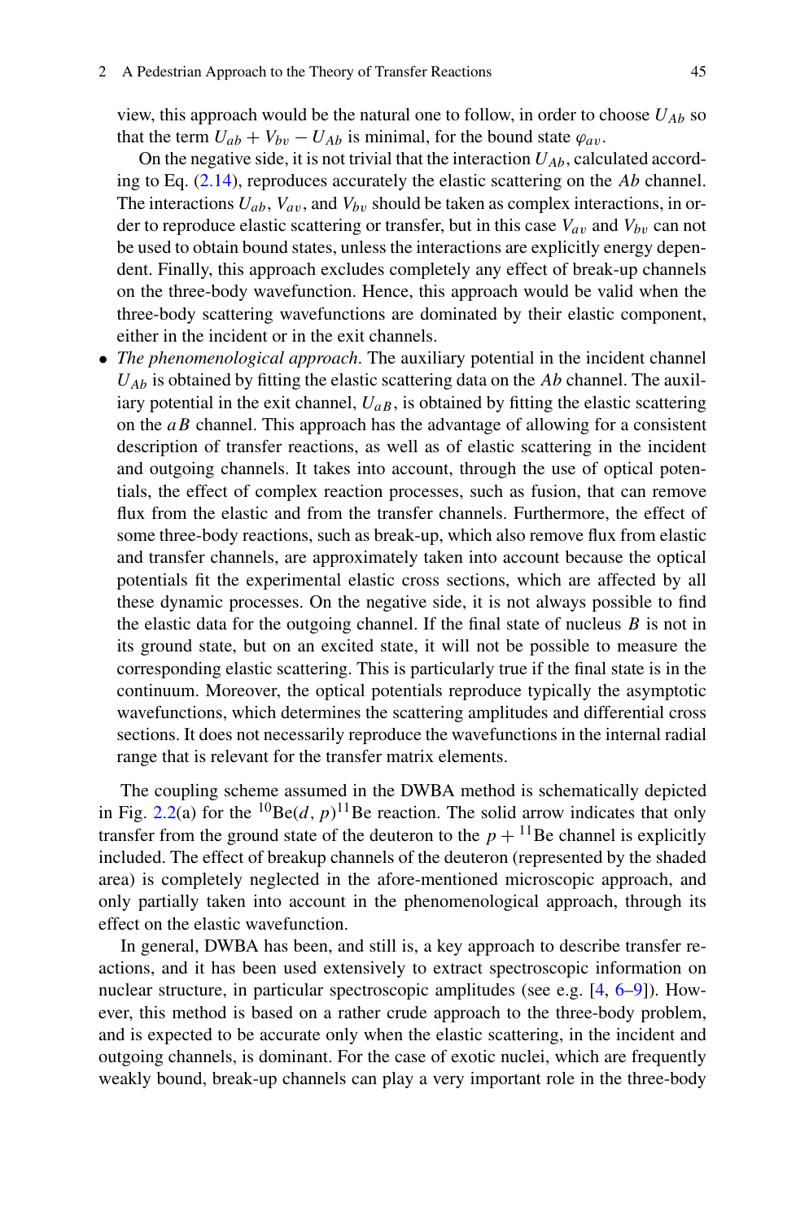view, this approach would be the natural one to follow, in order to choose $U_{Ab}$ so that the term $U_{ab} + V_{bv} - U_{Ab}$ is minimal, for the bound state $\varphi_{av}$.

On the negative side, it is not trivial that the interaction $U_{Ab}$, calculated according to Eq. (2.14), reproduces accurately the elastic scattering on the $Ab$ channel. The interactions $U_{ab}$, $V_{av}$, and $V_{bv}$ should be taken as complex interactions, in order to reproduce elastic scattering or transfer, but in this case $V_{av}$ and $V_{bv}$ can not be used to obtain bound states, unless the interactions are explicitly energy dependent. Finally, this approach excludes completely any effect of break-up channels on the three-body wavefunction. Hence, this approach would be valid when the three-body scattering wavefunctions are dominated by their elastic component, either in the incident or in the exit channels.

- *The phenomenological approach*. The auxiliary potential in the incident channel $U_{Ab}$ is obtained by fitting the elastic scattering data on the $Ab$ channel. The auxiliary potential in the exit channel, $U_{aB}$, is obtained by fitting the elastic scattering on the $aB$ channel. This approach has the advantage of allowing for a consistent description of transfer reactions, as well as of elastic scattering in the incident and outgoing channels. It takes into account, through the use of optical potentials, the effect of complex reaction processes, such as fusion, that can remove flux from the elastic and from the transfer channels. Furthermore, the effect of some three-body reactions, such as break-up, which also remove flux from elastic and transfer channels, are approximately taken into account because the optical potentials fit the experimental elastic cross sections, which are affected by all these dynamic processes. On the negative side, it is not always possible to find the elastic data for the outgoing channel. If the final state of nucleus $B$ is not in its ground state, but on an excited state, it will not be possible to measure the corresponding elastic scattering. This is particularly true if the final state is in the continuum. Moreover, the optical potentials reproduce typically the asymptotic wavefunctions, which determines the scattering amplitudes and differential cross sections. It does not necessarily reproduce the wavefunctions in the internal radial range that is relevant for the transfer matrix elements.

The coupling scheme assumed in the DWBA method is schematically depicted in Fig. 2.2(a) for the $^{10}$Be$(d, p)^{11}$Be reaction. The solid arrow indicates that only transfer from the ground state of the deuteron to the $p + {}^{11}$Be channel is explicitly included. The effect of breakup channels of the deuteron (represented by the shaded area) is completely neglected in the afore-mentioned microscopic approach, and only partially taken into account in the phenomenological approach, through its effect on the elastic wavefunction.

In general, DWBA has been, and still is, a key approach to describe transfer reactions, and it has been used extensively to extract spectroscopic information on nuclear structure, in particular spectroscopic amplitudes (see e.g. [4, 6–9]). However, this method is based on a rather crude approach to the three-body problem, and is expected to be accurate only when the elastic scattering, in the incident and outgoing channels, is dominant. For the case of exotic nuclei, which are frequently weakly bound, break-up channels can play a very important role in the three-body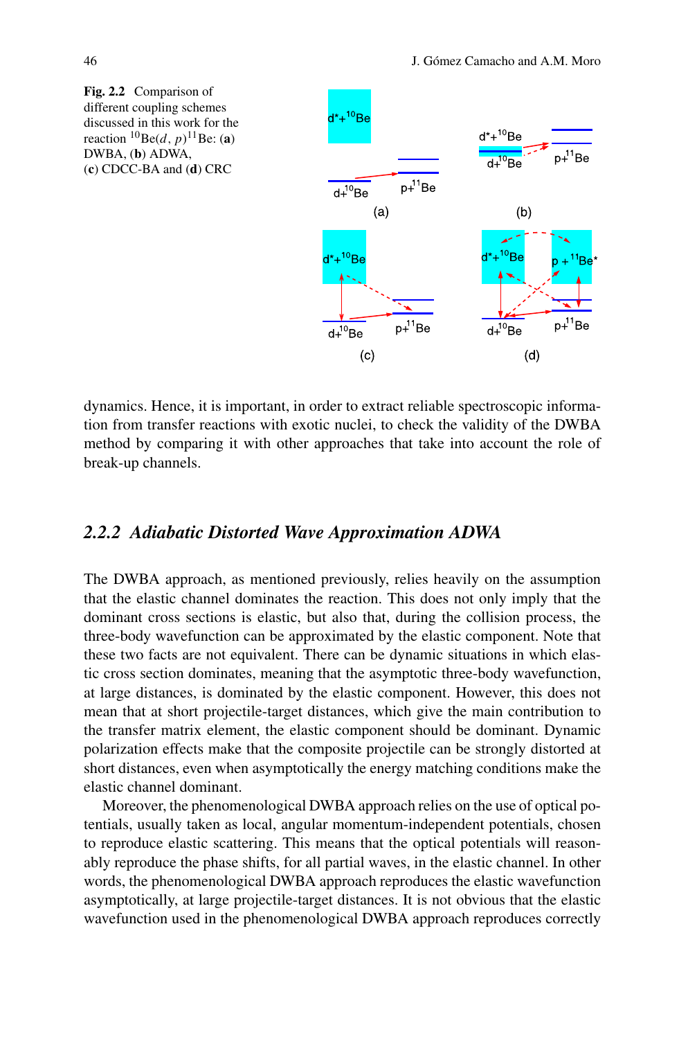**Fig. 2.2** Comparison of different coupling schemes discussed in this work for the reaction $^{10}$Be($d$, $p$)$^{11}$Be: (**a**) DWBA, (**b**) ADWA, (**c**) CDCC-BA and (**d**) CRC

d*+$^{10}$Be

d+$^{10}$Be

p+$^{11}$Be

(a)

d*+$^{10}$Be

d+$^{10}$Be

p+$^{11}$Be

(b)

d*+$^{10}$Be

d+$^{10}$Be

p+$^{11}$Be

(c)

d*+$^{10}$Be

p + $^{11}$Be*

d+$^{10}$Be

p+$^{11}$Be

(d)

dynamics. Hence, it is important, in order to extract reliable spectroscopic information from transfer reactions with exotic nuclei, to check the validity of the DWBA method by comparing it with other approaches that take into account the role of break-up channels.

### *2.2.2 Adiabatic Distorted Wave Approximation ADWA*

The DWBA approach, as mentioned previously, relies heavily on the assumption that the elastic channel dominates the reaction. This does not only imply that the dominant cross sections is elastic, but also that, during the collision process, the three-body wavefunction can be approximated by the elastic component. Note that these two facts are not equivalent. There can be dynamic situations in which elastic cross section dominates, meaning that the asymptotic three-body wavefunction, at large distances, is dominated by the elastic component. However, this does not mean that at short projectile-target distances, which give the main contribution to the transfer matrix element, the elastic component should be dominant. Dynamic polarization effects make that the composite projectile can be strongly distorted at short distances, even when asymptotically the energy matching conditions make the elastic channel dominant.

Moreover, the phenomenological DWBA approach relies on the use of optical potentials, usually taken as local, angular momentum-independent potentials, chosen to reproduce elastic scattering. This means that the optical potentials will reasonably reproduce the phase shifts, for all partial waves, in the elastic channel. In other words, the phenomenological DWBA approach reproduces the elastic wavefunction asymptotically, at large projectile-target distances. It is not obvious that the elastic wavefunction used in the phenomenological DWBA approach reproduces correctly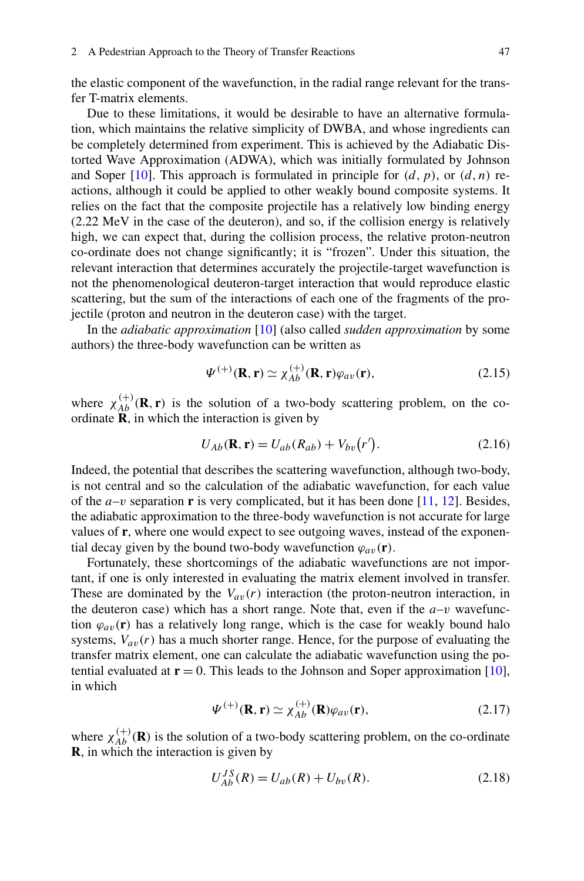the elastic component of the wavefunction, in the radial range relevant for the transfer T-matrix elements.

Due to these limitations, it would be desirable to have an alternative formulation, which maintains the relative simplicity of DWBA, and whose ingredients can be completely determined from experiment. This is achieved by the Adiabatic Distorted Wave Approximation (ADWA), which was initially formulated by Johnson and Soper [10]. This approach is formulated in principle for $(d,p)$, or $(d,n)$ reactions, although it could be applied to other weakly bound composite systems. It relies on the fact that the composite projectile has a relatively low binding energy (2.22 MeV in the case of the deuteron), and so, if the collision energy is relatively high, we can expect that, during the collision process, the relative proton-neutron co-ordinate does not change significantly; it is "frozen". Under this situation, the relevant interaction that determines accurately the projectile-target wavefunction is not the phenomenological deuteron-target interaction that would reproduce elastic scattering, but the sum of the interactions of each one of the fragments of the projectile (proton and neutron in the deuteron case) with the target.

In the *adiabatic approximation* [10] (also called *sudden approximation* by some authors) the three-body wavefunction can be written as

$$\Psi^{(+)}(\mathbf{R},\mathbf{r}) \simeq \chi^{(+)}_{Ab}(\mathbf{R},\mathbf{r})\varphi_{av}(\mathbf{r}), \tag{2.15}$$

where $\chi^{(+)}_{Ab}(\mathbf{R},\mathbf{r})$ is the solution of a two-body scattering problem, on the co-ordinate $\mathbf{R}$, in which the interaction is given by

$$U_{Ab}(\mathbf{R},\mathbf{r}) = U_{ab}(R_{ab}) + V_{bv}\big(r'\big). \tag{2.16}$$

Indeed, the potential that describes the scattering wavefunction, although two-body, is not central and so the calculation of the adiabatic wavefunction, for each value of the $a$–$v$ separation $\mathbf{r}$ is very complicated, but it has been done [11, 12]. Besides, the adiabatic approximation to the three-body wavefunction is not accurate for large values of $\mathbf{r}$, where one would expect to see outgoing waves, instead of the exponential decay given by the bound two-body wavefunction $\varphi_{av}(\mathbf{r})$.

Fortunately, these shortcomings of the adiabatic wavefunctions are not important, if one is only interested in evaluating the matrix element involved in transfer. These are dominated by the $V_{av}(r)$ interaction (the proton-neutron interaction, in the deuteron case) which has a short range. Note that, even if the $a$–$v$ wavefunction $\varphi_{av}(\mathbf{r})$ has a relatively long range, which is the case for weakly bound halo systems, $V_{av}(r)$ has a much shorter range. Hence, for the purpose of evaluating the transfer matrix element, one can calculate the adiabatic wavefunction using the potential evaluated at $\mathbf{r}=0$. This leads to the Johnson and Soper approximation [10], in which

$$\Psi^{(+)}(\mathbf{R},\mathbf{r}) \simeq \chi^{(+)}_{Ab}(\mathbf{R})\varphi_{av}(\mathbf{r}), \tag{2.17}$$

where $\chi^{(+)}_{Ab}(\mathbf{R})$ is the solution of a two-body scattering problem, on the co-ordinate $\mathbf{R}$, in which the interaction is given by

$$U^{JS}_{Ab}(R) = U_{ab}(R) + U_{bv}(R). \tag{2.18}$$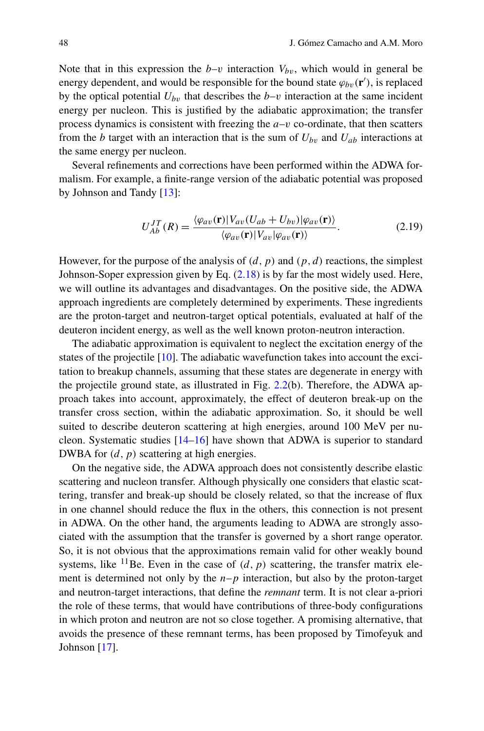Note that in this expression the $b$–$v$ interaction $V_{bv}$, which would in general be energy dependent, and would be responsible for the bound state $\varphi_{bv}(\mathbf{r}')$, is replaced by the optical potential $U_{bv}$ that describes the $b$–$v$ interaction at the same incident energy per nucleon. This is justified by the adiabatic approximation; the transfer process dynamics is consistent with freezing the $a$–$v$ co-ordinate, that then scatters from the $b$ target with an interaction that is the sum of $U_{bv}$ and $U_{ab}$ interactions at the same energy per nucleon.

Several refinements and corrections have been performed within the ADWA formalism. For example, a finite-range version of the adiabatic potential was proposed by Johnson and Tandy [13]:

$$U_{Ab}^{JT}(R) = \frac{\langle \varphi_{av}(\mathbf{r})|V_{av}(U_{ab} + U_{bv})|\varphi_{av}(\mathbf{r})\rangle}{\langle \varphi_{av}(\mathbf{r})|V_{av}|\varphi_{av}(\mathbf{r})\rangle}. \tag{2.19}$$

However, for the purpose of the analysis of $(d, p)$ and $(p, d)$ reactions, the simplest Johnson-Soper expression given by Eq. (2.18) is by far the most widely used. Here, we will outline its advantages and disadvantages. On the positive side, the ADWA approach ingredients are completely determined by experiments. These ingredients are the proton-target and neutron-target optical potentials, evaluated at half of the deuteron incident energy, as well as the well known proton-neutron interaction.

The adiabatic approximation is equivalent to neglect the excitation energy of the states of the projectile [10]. The adiabatic wavefunction takes into account the excitation to breakup channels, assuming that these states are degenerate in energy with the projectile ground state, as illustrated in Fig. 2.2(b). Therefore, the ADWA approach takes into account, approximately, the effect of deuteron break-up on the transfer cross section, within the adiabatic approximation. So, it should be well suited to describe deuteron scattering at high energies, around 100 MeV per nucleon. Systematic studies [14–16] have shown that ADWA is superior to standard DWBA for $(d, p)$ scattering at high energies.

On the negative side, the ADWA approach does not consistently describe elastic scattering and nucleon transfer. Although physically one considers that elastic scattering, transfer and break-up should be closely related, so that the increase of flux in one channel should reduce the flux in the others, this connection is not present in ADWA. On the other hand, the arguments leading to ADWA are strongly associated with the assumption that the transfer is governed by a short range operator. So, it is not obvious that the approximations remain valid for other weakly bound systems, like $^{11}$Be. Even in the case of $(d, p)$ scattering, the transfer matrix element is determined not only by the $n$–$p$ interaction, but also by the proton-target and neutron-target interactions, that define the *remnant* term. It is not clear a-priori the role of these terms, that would have contributions of three-body configurations in which proton and neutron are not so close together. A promising alternative, that avoids the presence of these remnant terms, has been proposed by Timofeyuk and Johnson [17].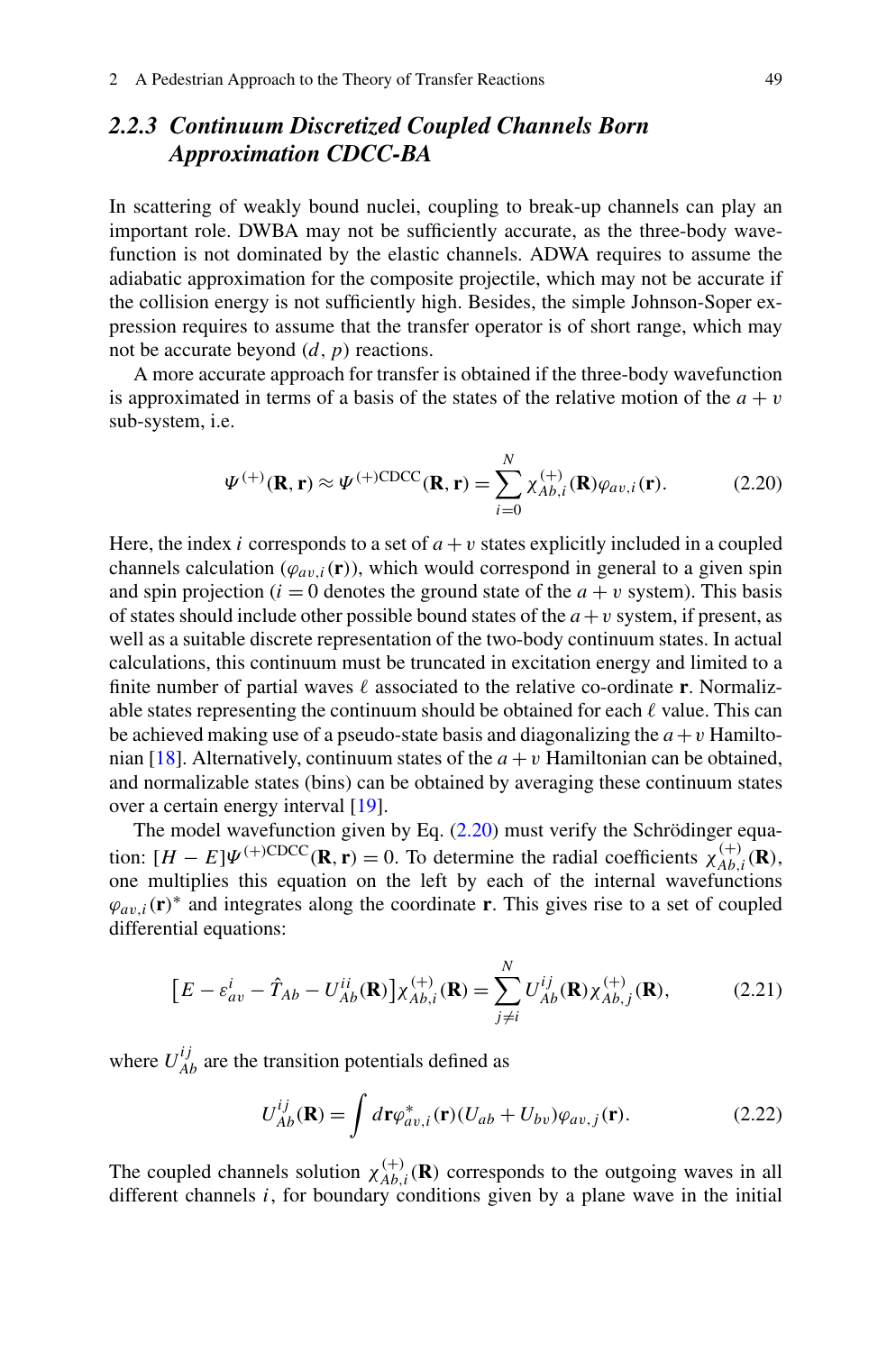### 2.2.3 *Continuum Discretized Coupled Channels Born Approximation CDCC-BA*

In scattering of weakly bound nuclei, coupling to break-up channels can play an important role. DWBA may not be sufficiently accurate, as the three-body wavefunction is not dominated by the elastic channels. ADWA requires to assume the adiabatic approximation for the composite projectile, which may not be accurate if the collision energy is not sufficiently high. Besides, the simple Johnson-Soper expression requires to assume that the transfer operator is of short range, which may not be accurate beyond $(d, p)$ reactions.

A more accurate approach for transfer is obtained if the three-body wavefunction is approximated in terms of a basis of the states of the relative motion of the $a + v$ sub-system, i.e.

$$\Psi^{(+)}(\mathbf{R}, \mathbf{r}) \approx \Psi^{(+)\mathrm{CDCC}}(\mathbf{R}, \mathbf{r}) = \sum_{i=0}^{N} \chi^{(+)}_{Ab,i}(\mathbf{R})\varphi_{av,i}(\mathbf{r}). \tag{2.20}$$

Here, the index $i$ corresponds to a set of $a + v$ states explicitly included in a coupled channels calculation ($\varphi_{av,i}(\mathbf{r})$), which would correspond in general to a given spin and spin projection ($i = 0$ denotes the ground state of the $a + v$ system). This basis of states should include other possible bound states of the $a + v$ system, if present, as well as a suitable discrete representation of the two-body continuum states. In actual calculations, this continuum must be truncated in excitation energy and limited to a finite number of partial waves $\ell$ associated to the relative co-ordinate $\mathbf{r}$. Normalizable states representing the continuum should be obtained for each $\ell$ value. This can be achieved making use of a pseudo-state basis and diagonalizing the $a + v$ Hamiltonian [18]. Alternatively, continuum states of the $a + v$ Hamiltonian can be obtained, and normalizable states (bins) can be obtained by averaging these continuum states over a certain energy interval [19].

The model wavefunction given by Eq. (2.20) must verify the Schrödinger equation: $[H - E]\Psi^{(+)\mathrm{CDCC}}(\mathbf{R}, \mathbf{r}) = 0$. To determine the radial coefficients $\chi^{(+)}_{Ab,i}(\mathbf{R})$, one multiplies this equation on the left by each of the internal wavefunctions $\varphi_{av,i}(\mathbf{r})^*$ and integrates along the coordinate $\mathbf{r}$. This gives rise to a set of coupled differential equations:

$$\left[E - \varepsilon^{i}_{av} - \hat{T}_{Ab} - U^{ii}_{Ab}(\mathbf{R})\right]\chi^{(+)}_{Ab,i}(\mathbf{R}) = \sum_{j \neq i}^{N} U^{ij}_{Ab}(\mathbf{R})\chi^{(+)}_{Ab,j}(\mathbf{R}), \tag{2.21}$$

where $U^{ij}_{Ab}$ are the transition potentials defined as

$$U^{ij}_{Ab}(\mathbf{R}) = \int d\mathbf{r}\varphi^{*}_{av,i}(\mathbf{r})(U_{ab} + U_{bv})\varphi_{av,j}(\mathbf{r}). \tag{2.22}$$

The coupled channels solution $\chi^{(+)}_{Ab,i}(\mathbf{R})$ corresponds to the outgoing waves in all different channels $i$, for boundary conditions given by a plane wave in the initial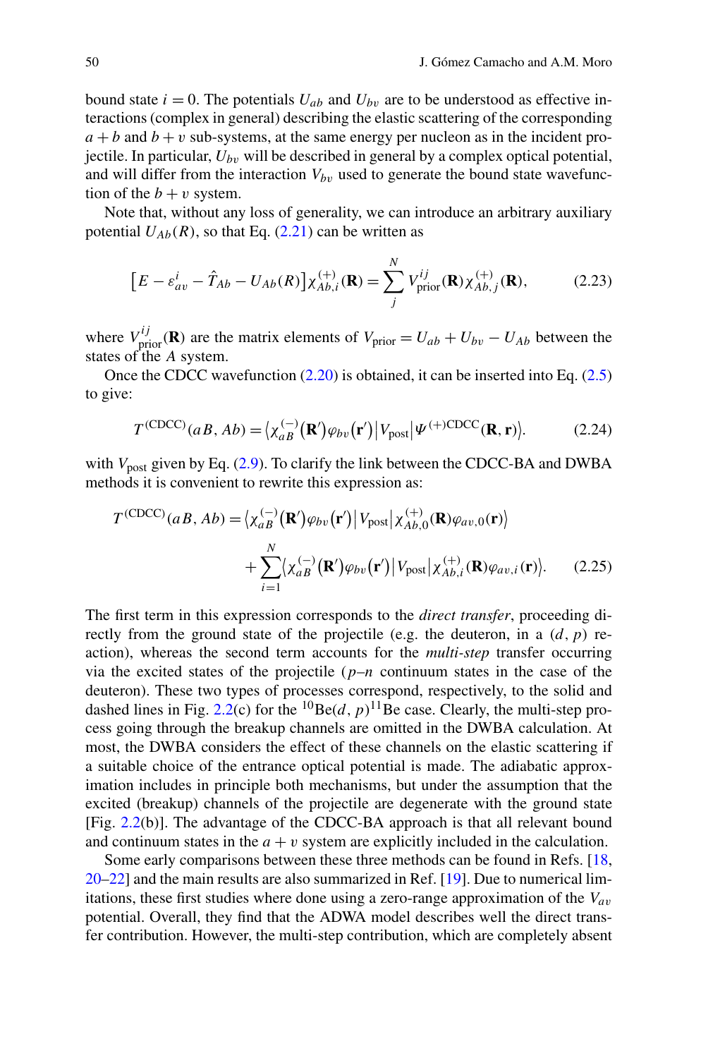bound state $i = 0$. The potentials $U_{ab}$ and $U_{bv}$ are to be understood as effective interactions (complex in general) describing the elastic scattering of the corresponding $a + b$ and $b + v$ sub-systems, at the same energy per nucleon as in the incident projectile. In particular, $U_{bv}$ will be described in general by a complex optical potential, and will differ from the interaction $V_{bv}$ used to generate the bound state wavefunction of the $b + v$ system.

Note that, without any loss of generality, we can introduce an arbitrary auxiliary potential $U_{Ab}(R)$, so that Eq. (2.21) can be written as

$$\left[E - \varepsilon_{av}^{i} - \hat{T}_{Ab} - U_{Ab}(R)\right]\chi_{Ab,i}^{(+)}(\mathbf{R}) = \sum_{j}^{N} V_{\text{prior}}^{ij}(\mathbf{R})\chi_{Ab,j}^{(+)}(\mathbf{R}), \tag{2.23}$$

where $V_{\text{prior}}^{ij}(\mathbf{R})$ are the matrix elements of $V_{\text{prior}} = U_{ab} + U_{bv} - U_{Ab}$ between the states of the $A$ system.

Once the CDCC wavefunction (2.20) is obtained, it can be inserted into Eq. (2.5) to give:

$$T^{(\text{CDCC})}(aB, Ab) = \left\langle \chi_{aB}^{(-)}(\mathbf{R}')\varphi_{bv}(\mathbf{r}')\middle| V_{\text{post}} \middle| \Psi^{(+)\text{CDCC}}(\mathbf{R}, \mathbf{r})\right\rangle. \tag{2.24}$$

with $V_{\text{post}}$ given by Eq. (2.9). To clarify the link between the CDCC-BA and DWBA methods it is convenient to rewrite this expression as:

$$\begin{aligned} T^{(\text{CDCC})}(aB, Ab) = {}& \left\langle \chi_{aB}^{(-)}(\mathbf{R}')\varphi_{bv}(\mathbf{r}')\middle| V_{\text{post}} \middle| \chi_{Ab,0}^{(+)}(\mathbf{R})\varphi_{av,0}(\mathbf{r})\right\rangle \\ & + \sum_{i=1}^{N} \left\langle \chi_{aB}^{(-)}(\mathbf{R}')\varphi_{bv}(\mathbf{r}')\middle| V_{\text{post}} \middle| \chi_{Ab,i}^{(+)}(\mathbf{R})\varphi_{av,i}(\mathbf{r})\right\rangle. \end{aligned} \tag{2.25}$$

The first term in this expression corresponds to the *direct transfer*, proceeding directly from the ground state of the projectile (e.g. the deuteron, in a $(d, p)$ reaction), whereas the second term accounts for the *multi-step* transfer occurring via the excited states of the projectile ($p$–$n$ continuum states in the case of the deuteron). These two types of processes correspond, respectively, to the solid and dashed lines in Fig. 2.2(c) for the $^{10}$Be$(d, p)^{11}$Be case. Clearly, the multi-step process going through the breakup channels are omitted in the DWBA calculation. At most, the DWBA considers the effect of these channels on the elastic scattering if a suitable choice of the entrance optical potential is made. The adiabatic approximation includes in principle both mechanisms, but under the assumption that the excited (breakup) channels of the projectile are degenerate with the ground state [Fig. 2.2(b)]. The advantage of the CDCC-BA approach is that all relevant bound and continuum states in the $a + v$ system are explicitly included in the calculation.

Some early comparisons between these three methods can be found in Refs. [18, 20–22] and the main results are also summarized in Ref. [19]. Due to numerical limitations, these first studies where done using a zero-range approximation of the $V_{av}$ potential. Overall, they find that the ADWA model describes well the direct transfer contribution. However, the multi-step contribution, which are completely absent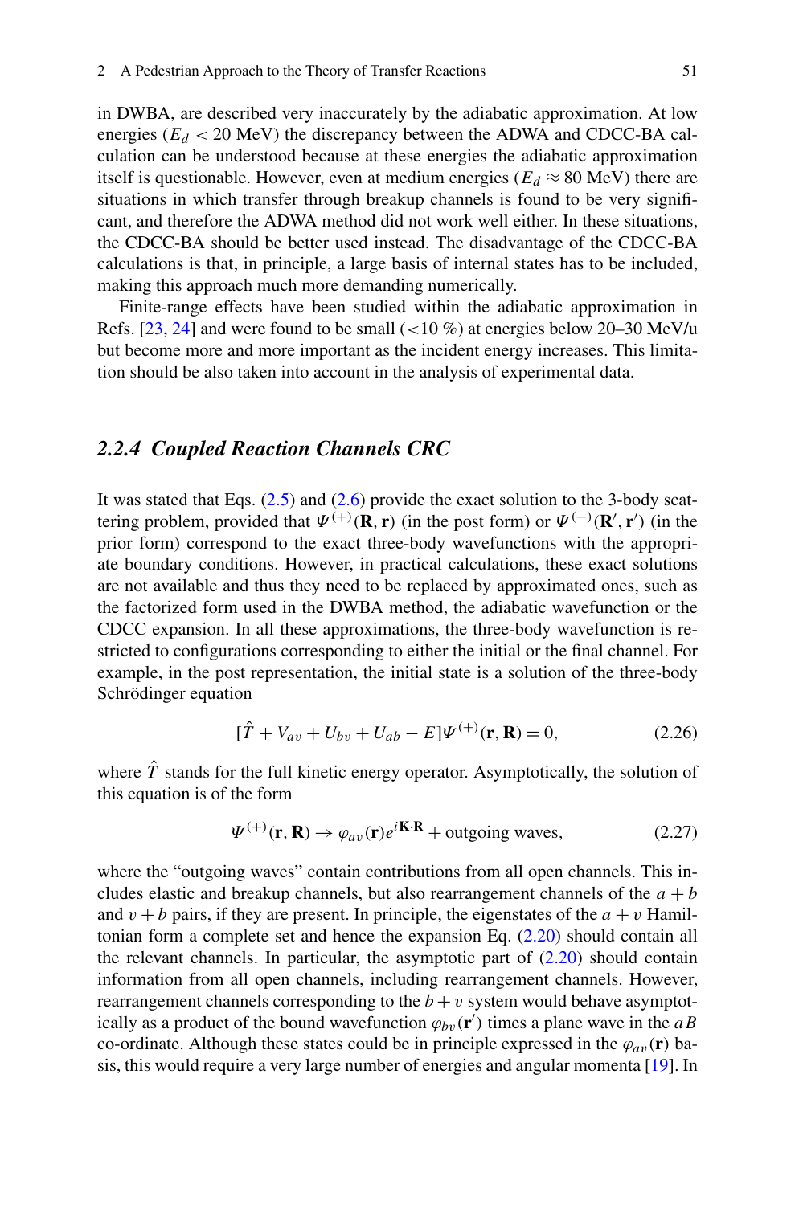in DWBA, are described very inaccurately by the adiabatic approximation. At low energies ($E_d < 20$ MeV) the discrepancy between the ADWA and CDCC-BA calculation can be understood because at these energies the adiabatic approximation itself is questionable. However, even at medium energies ($E_d \approx 80$ MeV) there are situations in which transfer through breakup channels is found to be very significant, and therefore the ADWA method did not work well either. In these situations, the CDCC-BA should be better used instead. The disadvantage of the CDCC-BA calculations is that, in principle, a large basis of internal states has to be included, making this approach much more demanding numerically.

Finite-range effects have been studied within the adiabatic approximation in Refs. [23, 24] and were found to be small ($<10$ %) at energies below 20–30 MeV/u but become more and more important as the incident energy increases. This limitation should be also taken into account in the analysis of experimental data.

### 2.2.4 Coupled Reaction Channels CRC

It was stated that Eqs. (2.5) and (2.6) provide the exact solution to the 3-body scattering problem, provided that $\Psi^{(+)}(\mathbf{R}, \mathbf{r})$ (in the post form) or $\Psi^{(-)}(\mathbf{R}', \mathbf{r}')$ (in the prior form) correspond to the exact three-body wavefunctions with the appropriate boundary conditions. However, in practical calculations, these exact solutions are not available and thus they need to be replaced by approximated ones, such as the factorized form used in the DWBA method, the adiabatic wavefunction or the CDCC expansion. In all these approximations, the three-body wavefunction is restricted to configurations corresponding to either the initial or the final channel. For example, in the post representation, the initial state is a solution of the three-body Schrödinger equation

$$[\hat{T} + V_{av} + U_{bv} + U_{ab} - E]\Psi^{(+)}(\mathbf{r}, \mathbf{R}) = 0, \tag{2.26}$$

where $\hat{T}$ stands for the full kinetic energy operator. Asymptotically, the solution of this equation is of the form

$$\Psi^{(+)}(\mathbf{r}, \mathbf{R}) \to \varphi_{av}(\mathbf{r})e^{i\mathbf{K}\cdot\mathbf{R}} + \text{outgoing waves}, \tag{2.27}$$

where the "outgoing waves" contain contributions from all open channels. This includes elastic and breakup channels, but also rearrangement channels of the $a + b$ and $v + b$ pairs, if they are present. In principle, the eigenstates of the $a + v$ Hamiltonian form a complete set and hence the expansion Eq. (2.20) should contain all the relevant channels. In particular, the asymptotic part of (2.20) should contain information from all open channels, including rearrangement channels. However, rearrangement channels corresponding to the $b + v$ system would behave asymptotically as a product of the bound wavefunction $\varphi_{bv}(\mathbf{r}')$ times a plane wave in the $aB$ co-ordinate. Although these states could be in principle expressed in the $\varphi_{av}(\mathbf{r})$ basis, this would require a very large number of energies and angular momenta [19]. In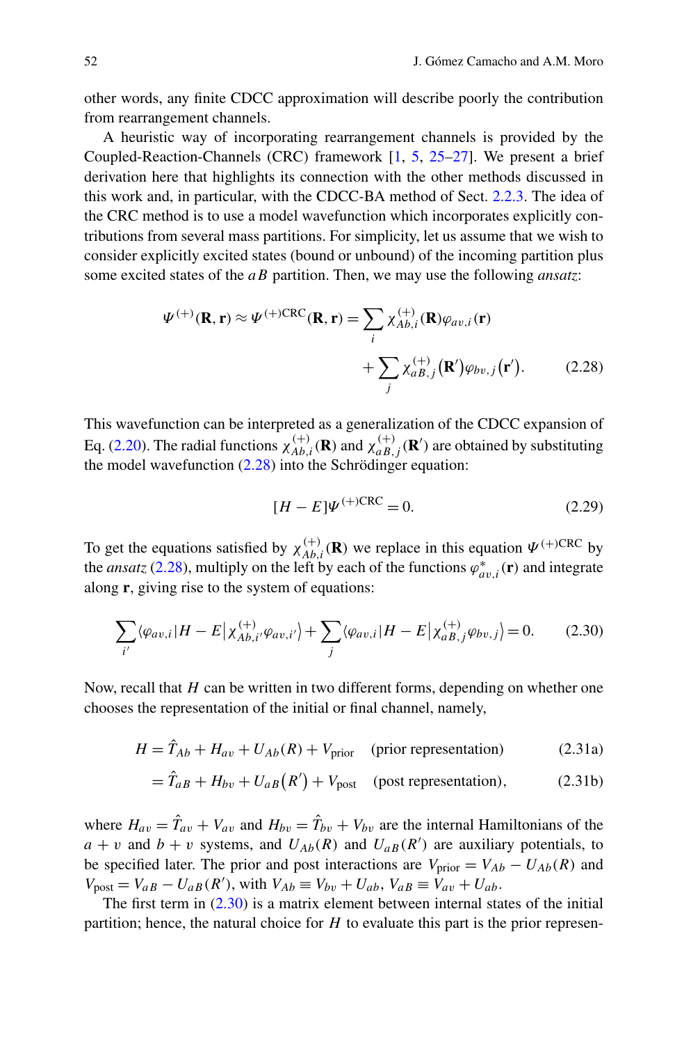other words, any finite CDCC approximation will describe poorly the contribution from rearrangement channels.

A heuristic way of incorporating rearrangement channels is provided by the Coupled-Reaction-Channels (CRC) framework [1, 5, 25–27]. We present a brief derivation here that highlights its connection with the other methods discussed in this work and, in particular, with the CDCC-BA method of Sect. 2.2.3. The idea of the CRC method is to use a model wavefunction which incorporates explicitly contributions from several mass partitions. For simplicity, let us assume that we wish to consider explicitly excited states (bound or unbound) of the incoming partition plus some excited states of the $aB$ partition. Then, we may use the following *ansatz*:

$$\Psi^{(+)}(\mathbf{R},\mathbf{r}) \approx \Psi^{(+)\mathrm{CRC}}(\mathbf{R},\mathbf{r}) = \sum_i \chi^{(+)}_{Ab,i}(\mathbf{R})\varphi_{av,i}(\mathbf{r}) + \sum_j \chi^{(+)}_{aB,j}(\mathbf{R}')\varphi_{bv,j}(\mathbf{r}'). \tag{2.28}$$

This wavefunction can be interpreted as a generalization of the CDCC expansion of Eq. (2.20). The radial functions $\chi^{(+)}_{Ab,i}(\mathbf{R})$ and $\chi^{(+)}_{aB,j}(\mathbf{R}')$ are obtained by substituting the model wavefunction (2.28) into the Schrödinger equation:

$$[H-E]\Psi^{(+)\mathrm{CRC}} = 0. \tag{2.29}$$

To get the equations satisfied by $\chi^{(+)}_{Ab,i}(\mathbf{R})$ we replace in this equation $\Psi^{(+)\mathrm{CRC}}$ by the *ansatz* (2.28), multiply on the left by each of the functions $\varphi^*_{av,i}(\mathbf{r})$ and integrate along $\mathbf{r}$, giving rise to the system of equations:

$$\sum_{i'} \langle \varphi_{av,i}|H-E|\chi^{(+)}_{Ab,i'}\varphi_{av,i'}\rangle + \sum_j \langle \varphi_{av,i}|H-E|\chi^{(+)}_{aB,j}\varphi_{bv,j}\rangle = 0. \tag{2.30}$$

Now, recall that $H$ can be written in two different forms, depending on whether one chooses the representation of the initial or final channel, namely,

$$H = \hat{T}_{Ab} + H_{av} + U_{Ab}(R) + V_{\mathrm{prior}} \quad \text{(prior representation)} \tag{2.31a}$$

$$= \hat{T}_{aB} + H_{bv} + U_{aB}(R') + V_{\mathrm{post}} \quad \text{(post representation)}, \tag{2.31b}$$

where $H_{av} = \hat{T}_{av} + V_{av}$ and $H_{bv} = \hat{T}_{bv} + V_{bv}$ are the internal Hamiltonians of the $a+v$ and $b+v$ systems, and $U_{Ab}(R)$ and $U_{aB}(R')$ are auxiliary potentials, to be specified later. The prior and post interactions are $V_{\mathrm{prior}} = V_{Ab} - U_{Ab}(R)$ and $V_{\mathrm{post}} = V_{aB} - U_{aB}(R')$, with $V_{Ab} \equiv V_{bv} + U_{ab}$, $V_{aB} \equiv V_{av} + U_{ab}$.

The first term in (2.30) is a matrix element between internal states of the initial partition; hence, the natural choice for $H$ to evaluate this part is the prior represen-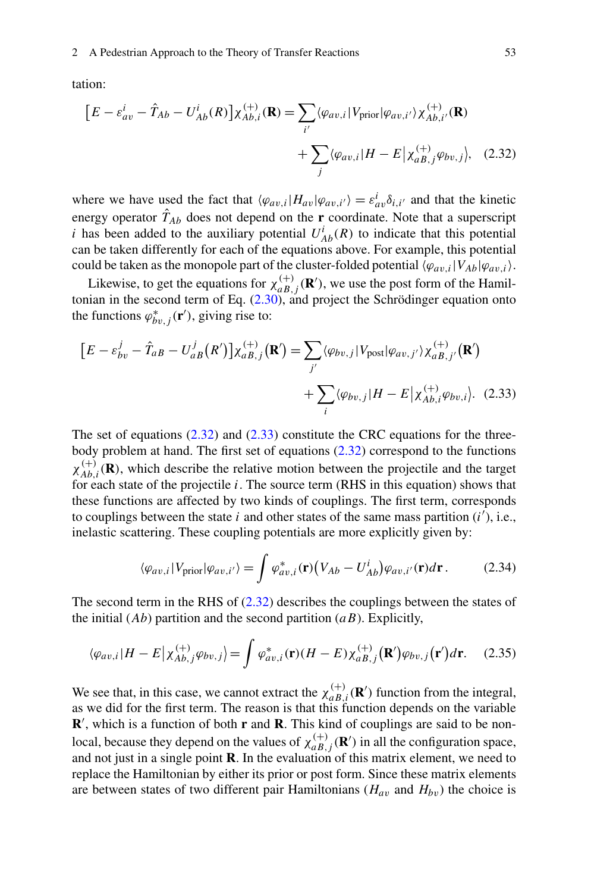tation:

$$\left[E - \varepsilon^{i}_{av} - \hat{T}_{Ab} - U^{i}_{Ab}(R)\right]\chi^{(+)}_{Ab,i}(\mathbf{R}) = \sum_{i'} \langle \varphi_{av,i}|V_{\text{prior}}|\varphi_{av,i'}\rangle \chi^{(+)}_{Ab,i'}(\mathbf{R}) + \sum_{j} \langle \varphi_{av,i}|H - E\big|\chi^{(+)}_{aB,j}\varphi_{bv,j}\big\rangle, \quad (2.32)$$

where we have used the fact that $\langle \varphi_{av,i}|H_{av}|\varphi_{av,i'}\rangle = \varepsilon^{i}_{av}\delta_{i,i'}$ and that the kinetic energy operator $\hat{T}_{Ab}$ does not depend on the $\mathbf{r}$ coordinate. Note that a superscript $i$ has been added to the auxiliary potential $U^{i}_{Ab}(R)$ to indicate that this potential can be taken differently for each of the equations above. For example, this potential could be taken as the monopole part of the cluster-folded potential $\langle \varphi_{av,i}|V_{Ab}|\varphi_{av,i}\rangle$.

Likewise, to get the equations for $\chi^{(+)}_{aB,j}(\mathbf{R}')$, we use the post form of the Hamiltonian in the second term of Eq. (2.30), and project the Schrödinger equation onto the functions $\varphi^{*}_{bv,j}(\mathbf{r}')$, giving rise to:

$$\left[E - \varepsilon^{j}_{bv} - \hat{T}_{aB} - U^{j}_{aB}(R')\right]\chi^{(+)}_{aB,j}(\mathbf{R}') = \sum_{j'} \langle \varphi_{bv,j}|V_{\text{post}}|\varphi_{av,j'}\rangle \chi^{(+)}_{aB,j'}(\mathbf{R}') + \sum_{i} \langle \varphi_{bv,j}|H - E\big|\chi^{(+)}_{Ab,i}\varphi_{bv,i}\big\rangle. \quad (2.33)$$

The set of equations (2.32) and (2.33) constitute the CRC equations for the three-body problem at hand. The first set of equations (2.32) correspond to the functions $\chi^{(+)}_{Ab,i}(\mathbf{R})$, which describe the relative motion between the projectile and the target for each state of the projectile $i$. The source term (RHS in this equation) shows that these functions are affected by two kinds of couplings. The first term, corresponds to couplings between the state $i$ and other states of the same mass partition ($i'$), i.e., inelastic scattering. These coupling potentials are more explicitly given by:

$$\langle \varphi_{av,i}|V_{\text{prior}}|\varphi_{av,i'}\rangle = \int \varphi^{*}_{av,i}(\mathbf{r})\big(V_{Ab} - U^{i}_{Ab}\big)\varphi_{av,i'}(\mathbf{r})d\mathbf{r}\,. \quad (2.34)$$

The second term in the RHS of (2.32) describes the couplings between the states of the initial ($Ab$) partition and the second partition ($aB$). Explicitly,

$$\langle \varphi_{av,i}|H - E\big|\chi^{(+)}_{Ab,j}\varphi_{bv,j}\big\rangle = \int \varphi^{*}_{av,i}(\mathbf{r})(H - E)\chi^{(+)}_{aB,j}\big(\mathbf{R}'\big)\varphi_{bv,j}\big(\mathbf{r}'\big)d\mathbf{r}. \quad (2.35)$$

We see that, in this case, we cannot extract the $\chi^{(+)}_{aB,i}(\mathbf{R}')$ function from the integral, as we did for the first term. The reason is that this function depends on the variable $\mathbf{R}'$, which is a function of both $\mathbf{r}$ and $\mathbf{R}$. This kind of couplings are said to be non-local, because they depend on the values of $\chi^{(+)}_{aB,j}(\mathbf{R}')$ in all the configuration space, and not just in a single point $\mathbf{R}$. In the evaluation of this matrix element, we need to replace the Hamiltonian by either its prior or post form. Since these matrix elements are between states of two different pair Hamiltonians ($H_{av}$ and $H_{bv}$) the choice is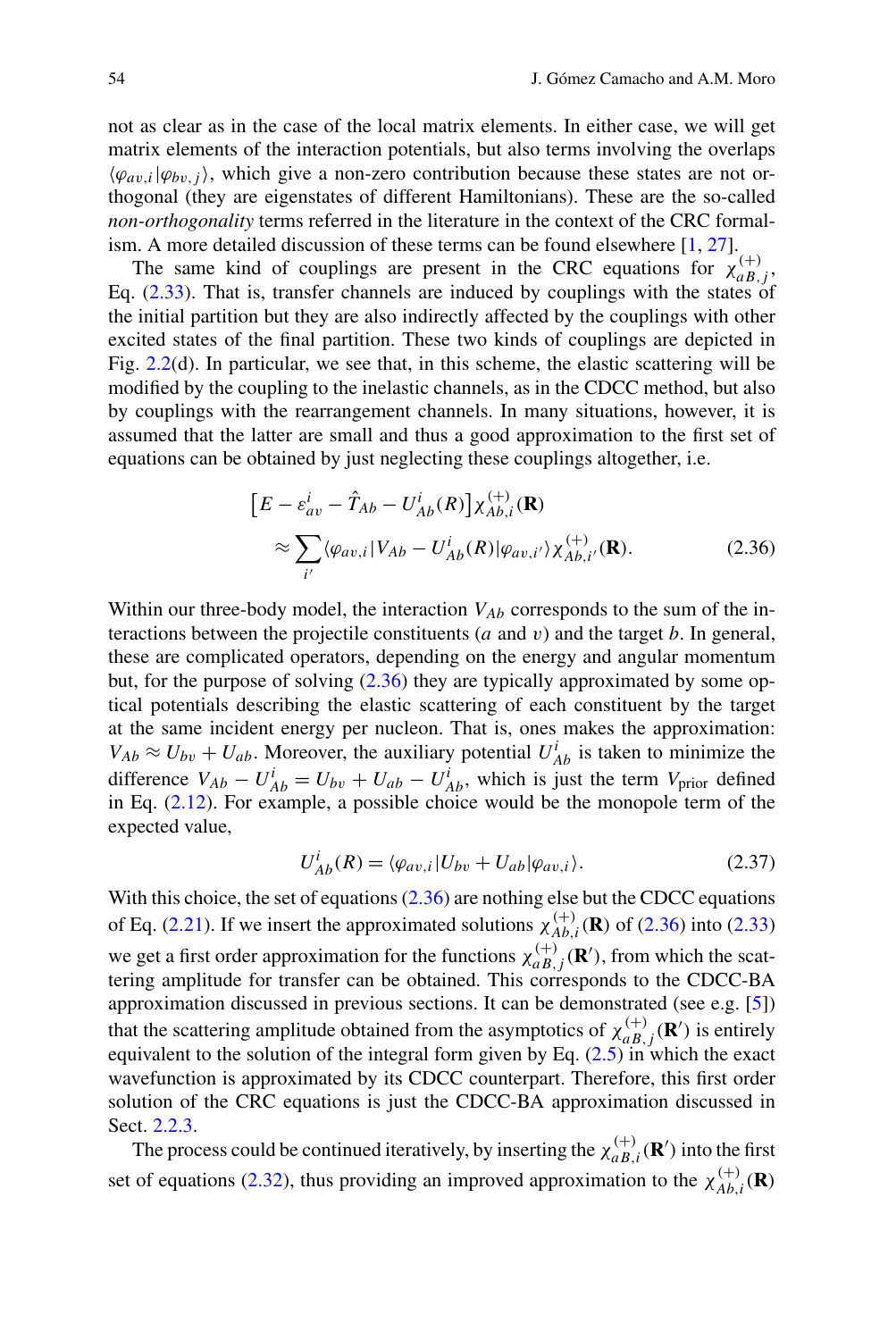not as clear as in the case of the local matrix elements. In either case, we will get matrix elements of the interaction potentials, but also terms involving the overlaps $\langle \varphi_{av,i} | \varphi_{bv,j} \rangle$, which give a non-zero contribution because these states are not orthogonal (they are eigenstates of different Hamiltonians). These are the so-called *non-orthogonality* terms referred in the literature in the context of the CRC formalism. A more detailed discussion of these terms can be found elsewhere [1, 27].

The same kind of couplings are present in the CRC equations for $\chi^{(+)}_{aB,j}$, Eq. (2.33). That is, transfer channels are induced by couplings with the states of the initial partition but they are also indirectly affected by the couplings with other excited states of the final partition. These two kinds of couplings are depicted in Fig. 2.2(d). In particular, we see that, in this scheme, the elastic scattering will be modified by the coupling to the inelastic channels, as in the CDCC method, but also by couplings with the rearrangement channels. In many situations, however, it is assumed that the latter are small and thus a good approximation to the first set of equations can be obtained by just neglecting these couplings altogether, i.e.

$$
\begin{aligned}
\left[E - \varepsilon^{i}_{av} - \hat{T}_{Ab} - U^{i}_{Ab}(R)\right] \chi^{(+)}_{Ab,i}(\mathbf{R}) \\
\approx \sum_{i'} \langle \varphi_{av,i} | V_{Ab} - U^{i}_{Ab}(R) | \varphi_{av,i'} \rangle \chi^{(+)}_{Ab,i'}(\mathbf{R}).
\end{aligned}
\tag{2.36}
$$

Within our three-body model, the interaction $V_{Ab}$ corresponds to the sum of the interactions between the projectile constituents ($a$ and $v$) and the target $b$. In general, these are complicated operators, depending on the energy and angular momentum but, for the purpose of solving (2.36) they are typically approximated by some optical potentials describing the elastic scattering of each constituent by the target at the same incident energy per nucleon. That is, ones makes the approximation: $V_{Ab} \approx U_{bv} + U_{ab}$. Moreover, the auxiliary potential $U^{i}_{Ab}$ is taken to minimize the difference $V_{Ab} - U^{i}_{Ab} = U_{bv} + U_{ab} - U^{i}_{Ab}$, which is just the term $V_{\text{prior}}$ defined in Eq. (2.12). For example, a possible choice would be the monopole term of the expected value,

$$
U^{i}_{Ab}(R) = \langle \varphi_{av,i} | U_{bv} + U_{ab} | \varphi_{av,i} \rangle. \tag{2.37}
$$

With this choice, the set of equations (2.36) are nothing else but the CDCC equations of Eq. (2.21). If we insert the approximated solutions $\chi^{(+)}_{Ab,i}(\mathbf{R})$ of (2.36) into (2.33) we get a first order approximation for the functions $\chi^{(+)}_{aB,j}(\mathbf{R}')$, from which the scattering amplitude for transfer can be obtained. This corresponds to the CDCC-BA approximation discussed in previous sections. It can be demonstrated (see e.g. [5]) that the scattering amplitude obtained from the asymptotics of $\chi^{(+)}_{aB,j}(\mathbf{R}')$ is entirely equivalent to the solution of the integral form given by Eq. (2.5) in which the exact wavefunction is approximated by its CDCC counterpart. Therefore, this first order solution of the CRC equations is just the CDCC-BA approximation discussed in Sect. 2.2.3.

The process could be continued iteratively, by inserting the $\chi^{(+)}_{aB,i}(\mathbf{R}')$ into the first set of equations (2.32), thus providing an improved approximation to the $\chi^{(+)}_{Ab,i}(\mathbf{R})$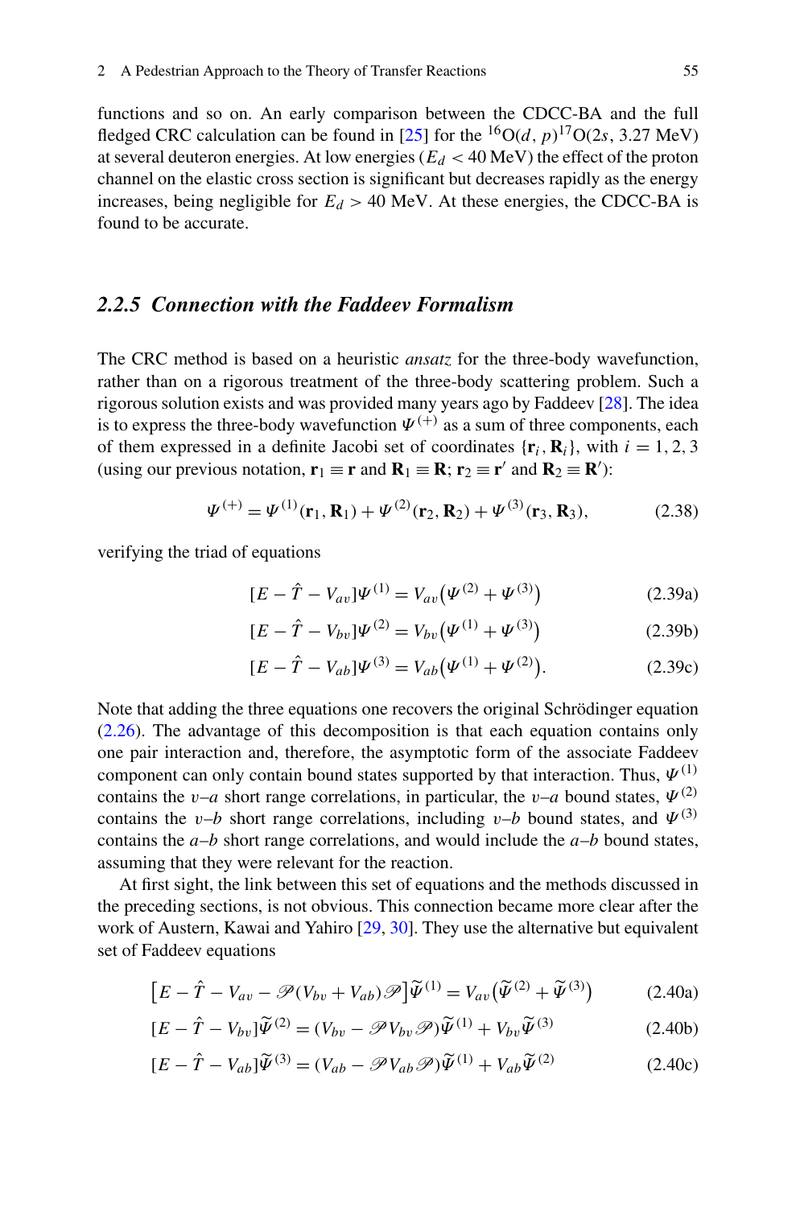functions and so on. An early comparison between the CDCC-BA and the full fledged CRC calculation can be found in [25] for the $^{16}$O$(d,p)^{17}$O$(2s, 3.27\text{ MeV})$ at several deuteron energies. At low energies ($E_d < 40$ MeV) the effect of the proton channel on the elastic cross section is significant but decreases rapidly as the energy increases, being negligible for $E_d > 40$ MeV. At these energies, the CDCC-BA is found to be accurate.

### 2.2.5 Connection with the Faddeev Formalism

The CRC method is based on a heuristic *ansatz* for the three-body wavefunction, rather than on a rigorous treatment of the three-body scattering problem. Such a rigorous solution exists and was provided many years ago by Faddeev [28]. The idea is to express the three-body wavefunction $\Psi^{(+)}$ as a sum of three components, each of them expressed in a definite Jacobi set of coordinates $\{\mathbf{r}_i, \mathbf{R}_i\}$, with $i = 1, 2, 3$ (using our previous notation, $\mathbf{r}_1 \equiv \mathbf{r}$ and $\mathbf{R}_1 \equiv \mathbf{R}$; $\mathbf{r}_2 \equiv \mathbf{r}'$ and $\mathbf{R}_2 \equiv \mathbf{R}'$):

$$\Psi^{(+)} = \Psi^{(1)}(\mathbf{r}_1, \mathbf{R}_1) + \Psi^{(2)}(\mathbf{r}_2, \mathbf{R}_2) + \Psi^{(3)}(\mathbf{r}_3, \mathbf{R}_3), \tag{2.38}$$

verifying the triad of equations

$$[E - \hat{T} - V_{av}]\Psi^{(1)} = V_{av}\big(\Psi^{(2)} + \Psi^{(3)}\big) \tag{2.39a}$$

$$[E - \hat{T} - V_{bv}]\Psi^{(2)} = V_{bv}\big(\Psi^{(1)} + \Psi^{(3)}\big) \tag{2.39b}$$

$$[E - \hat{T} - V_{ab}]\Psi^{(3)} = V_{ab}\big(\Psi^{(1)} + \Psi^{(2)}\big). \tag{2.39c}$$

Note that adding the three equations one recovers the original Schrödinger equation (2.26). The advantage of this decomposition is that each equation contains only one pair interaction and, therefore, the asymptotic form of the associate Faddeev component can only contain bound states supported by that interaction. Thus, $\Psi^{(1)}$ contains the $v$–$a$ short range correlations, in particular, the $v$–$a$ bound states, $\Psi^{(2)}$ contains the $v$–$b$ short range correlations, including $v$–$b$ bound states, and $\Psi^{(3)}$ contains the $a$–$b$ short range correlations, and would include the $a$–$b$ bound states, assuming that they were relevant for the reaction.

At first sight, the link between this set of equations and the methods discussed in the preceding sections, is not obvious. This connection became more clear after the work of Austern, Kawai and Yahiro [29, 30]. They use the alternative but equivalent set of Faddeev equations

$$\big[E - \hat{T} - V_{av} - \mathscr{P}(V_{bv} + V_{ab})\mathscr{P}\big]\widetilde{\Psi}^{(1)} = V_{av}\big(\widetilde{\Psi}^{(2)} + \widetilde{\Psi}^{(3)}\big) \tag{2.40a}$$

$$[E - \hat{T} - V_{bv}]\widetilde{\Psi}^{(2)} = (V_{bv} - \mathscr{P}V_{bv}\mathscr{P})\widetilde{\Psi}^{(1)} + V_{bv}\widetilde{\Psi}^{(3)} \tag{2.40b}$$

$$[E - \hat{T} - V_{ab}]\widetilde{\Psi}^{(3)} = (V_{ab} - \mathscr{P}V_{ab}\mathscr{P})\widetilde{\Psi}^{(1)} + V_{ab}\widetilde{\Psi}^{(2)} \tag{2.40c}$$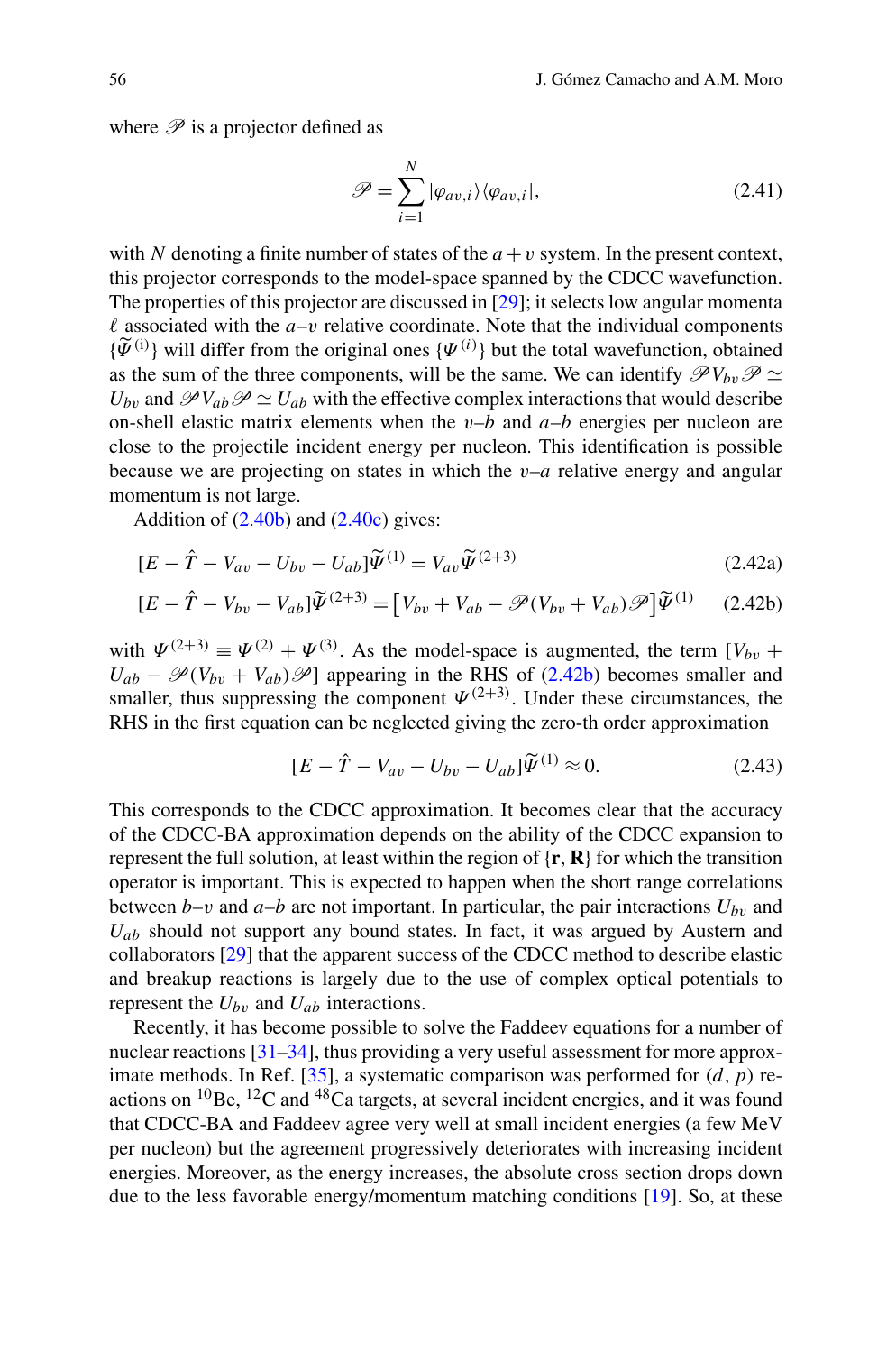where $\mathscr{P}$ is a projector defined as

$$\mathscr{P} = \sum_{i=1}^{N} |\varphi_{av,i}\rangle\langle\varphi_{av,i}|, \tag{2.41}$$

with $N$ denoting a finite number of states of the $a+v$ system. In the present context, this projector corresponds to the model-space spanned by the CDCC wavefunction. The properties of this projector are discussed in [29]; it selects low angular momenta $\ell$ associated with the $a$–$v$ relative coordinate. Note that the individual components $\{\widetilde{\Psi}^{(i)}\}$ will differ from the original ones $\{\Psi^{(i)}\}$ but the total wavefunction, obtained as the sum of the three components, will be the same. We can identify $\mathscr{P}V_{bv}\mathscr{P} \simeq U_{bv}$ and $\mathscr{P}V_{ab}\mathscr{P} \simeq U_{ab}$ with the effective complex interactions that would describe on-shell elastic matrix elements when the $v$–$b$ and $a$–$b$ energies per nucleon are close to the projectile incident energy per nucleon. This identification is possible because we are projecting on states in which the $v$–$a$ relative energy and angular momentum is not large.

Addition of (2.40b) and (2.40c) gives:

$$[E - \hat{T} - V_{av} - U_{bv} - U_{ab}]\widetilde{\Psi}^{(1)} = V_{av}\widetilde{\Psi}^{(2+3)} \tag{2.42a}$$

$$[E - \hat{T} - V_{bv} - V_{ab}]\widetilde{\Psi}^{(2+3)} = \left[V_{bv} + V_{ab} - \mathscr{P}(V_{bv} + V_{ab})\mathscr{P}\right]\widetilde{\Psi}^{(1)} \tag{2.42b}$$

with $\Psi^{(2+3)} \equiv \Psi^{(2)} + \Psi^{(3)}$. As the model-space is augmented, the term $[V_{bv} + U_{ab} - \mathscr{P}(V_{bv} + V_{ab})\mathscr{P}]$ appearing in the RHS of (2.42b) becomes smaller and smaller, thus suppressing the component $\Psi^{(2+3)}$. Under these circumstances, the RHS in the first equation can be neglected giving the zero-th order approximation

$$[E - \hat{T} - V_{av} - U_{bv} - U_{ab}]\widetilde{\Psi}^{(1)} \approx 0. \tag{2.43}$$

This corresponds to the CDCC approximation. It becomes clear that the accuracy of the CDCC-BA approximation depends on the ability of the CDCC expansion to represent the full solution, at least within the region of $\{\mathbf{r}, \mathbf{R}\}$ for which the transition operator is important. This is expected to happen when the short range correlations between $b$–$v$ and $a$–$b$ are not important. In particular, the pair interactions $U_{bv}$ and $U_{ab}$ should not support any bound states. In fact, it was argued by Austern and collaborators [29] that the apparent success of the CDCC method to describe elastic and breakup reactions is largely due to the use of complex optical potentials to represent the $U_{bv}$ and $U_{ab}$ interactions.

Recently, it has become possible to solve the Faddeev equations for a number of nuclear reactions [31–34], thus providing a very useful assessment for more approximate methods. In Ref. [35], a systematic comparison was performed for $(d, p)$ reactions on $^{10}$Be, $^{12}$C and $^{48}$Ca targets, at several incident energies, and it was found that CDCC-BA and Faddeev agree very well at small incident energies (a few MeV per nucleon) but the agreement progressively deteriorates with increasing incident energies. Moreover, as the energy increases, the absolute cross section drops down due to the less favorable energy/momentum matching conditions [19]. So, at these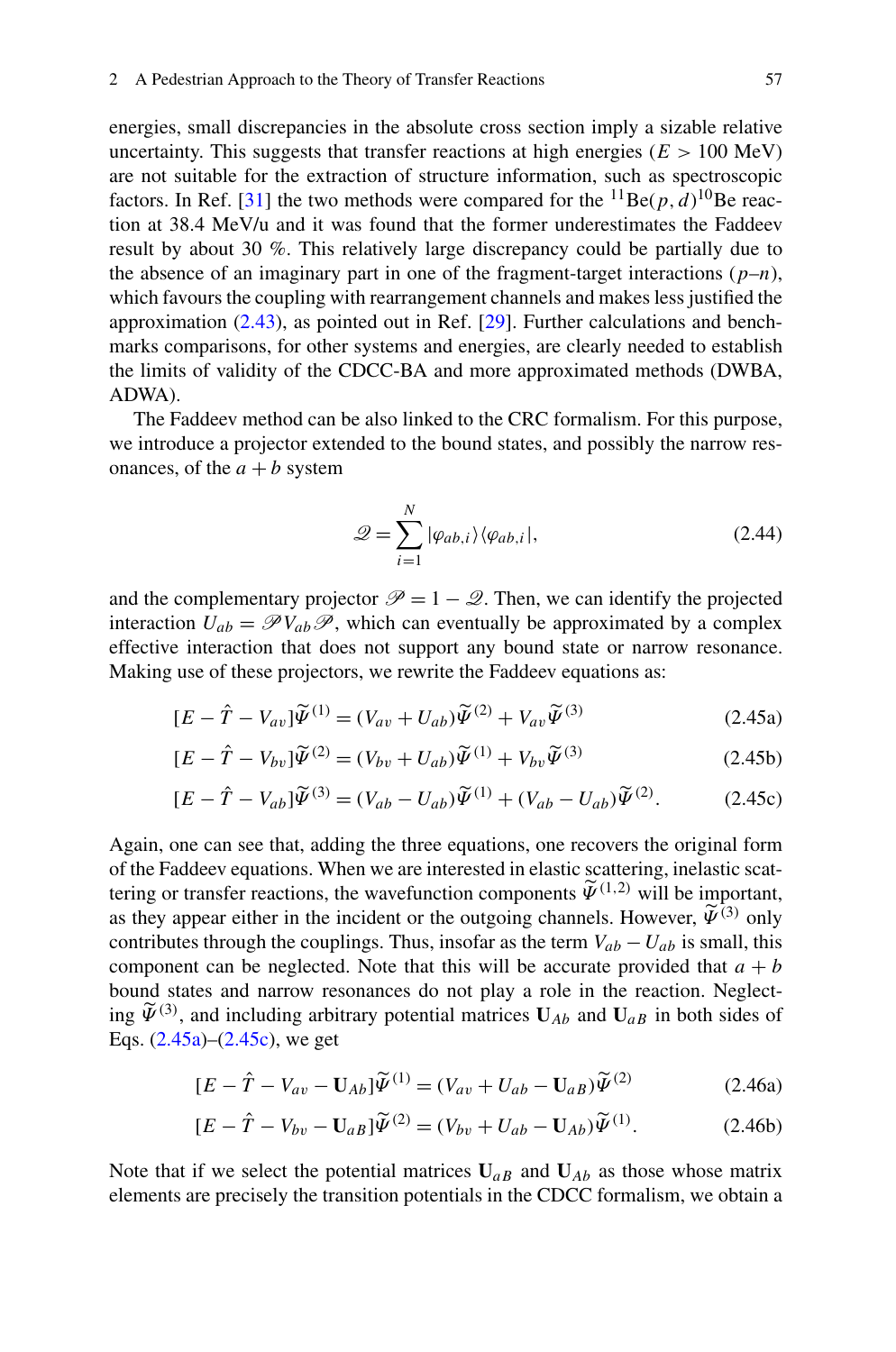energies, small discrepancies in the absolute cross section imply a sizable relative uncertainty. This suggests that transfer reactions at high energies ($E > 100$ MeV) are not suitable for the extraction of structure information, such as spectroscopic factors. In Ref. [31] the two methods were compared for the $^{11}$Be$(p,d)^{10}$Be reaction at 38.4 MeV/u and it was found that the former underestimates the Faddeev result by about 30 %. This relatively large discrepancy could be partially due to the absence of an imaginary part in one of the fragment-target interactions ($p$–$n$), which favours the coupling with rearrangement channels and makes less justified the approximation (2.43), as pointed out in Ref. [29]. Further calculations and benchmarks comparisons, for other systems and energies, are clearly needed to establish the limits of validity of the CDCC-BA and more approximated methods (DWBA, ADWA).

The Faddeev method can be also linked to the CRC formalism. For this purpose, we introduce a projector extended to the bound states, and possibly the narrow resonances, of the $a+b$ system

$$\mathscr{Q} = \sum_{i=1}^{N} |\varphi_{ab,i}\rangle\langle\varphi_{ab,i}|, \tag{2.44}$$

and the complementary projector $\mathscr{P} = 1 - \mathscr{Q}$. Then, we can identify the projected interaction $U_{ab} = \mathscr{P} V_{ab} \mathscr{P}$, which can eventually be approximated by a complex effective interaction that does not support any bound state or narrow resonance. Making use of these projectors, we rewrite the Faddeev equations as:

$$[E - \hat{T} - V_{av}]\widetilde{\Psi}^{(1)} = (V_{av} + U_{ab})\widetilde{\Psi}^{(2)} + V_{av}\widetilde{\Psi}^{(3)} \tag{2.45a}$$

$$[E - \hat{T} - V_{bv}]\widetilde{\Psi}^{(2)} = (V_{bv} + U_{ab})\widetilde{\Psi}^{(1)} + V_{bv}\widetilde{\Psi}^{(3)} \tag{2.45b}$$

$$[E - \hat{T} - V_{ab}]\widetilde{\Psi}^{(3)} = (V_{ab} - U_{ab})\widetilde{\Psi}^{(1)} + (V_{ab} - U_{ab})\widetilde{\Psi}^{(2)}. \tag{2.45c}$$

Again, one can see that, adding the three equations, one recovers the original form of the Faddeev equations. When we are interested in elastic scattering, inelastic scattering or transfer reactions, the wavefunction components $\widetilde{\Psi}^{(1,2)}$ will be important, as they appear either in the incident or the outgoing channels. However, $\widetilde{\Psi}^{(3)}$ only contributes through the couplings. Thus, insofar as the term $V_{ab} - U_{ab}$ is small, this component can be neglected. Note that this will be accurate provided that $a+b$ bound states and narrow resonances do not play a role in the reaction. Neglecting $\widetilde{\Psi}^{(3)}$, and including arbitrary potential matrices $\mathbf{U}_{Ab}$ and $\mathbf{U}_{aB}$ in both sides of Eqs. (2.45a)–(2.45c), we get

$$[E - \hat{T} - V_{av} - \mathbf{U}_{Ab}]\widetilde{\Psi}^{(1)} = (V_{av} + U_{ab} - \mathbf{U}_{aB})\widetilde{\Psi}^{(2)} \tag{2.46a}$$

$$[E - \hat{T} - V_{bv} - \mathbf{U}_{aB}]\widetilde{\Psi}^{(2)} = (V_{bv} + U_{ab} - \mathbf{U}_{Ab})\widetilde{\Psi}^{(1)}. \tag{2.46b}$$

Note that if we select the potential matrices $\mathbf{U}_{aB}$ and $\mathbf{U}_{Ab}$ as those whose matrix elements are precisely the transition potentials in the CDCC formalism, we obtain a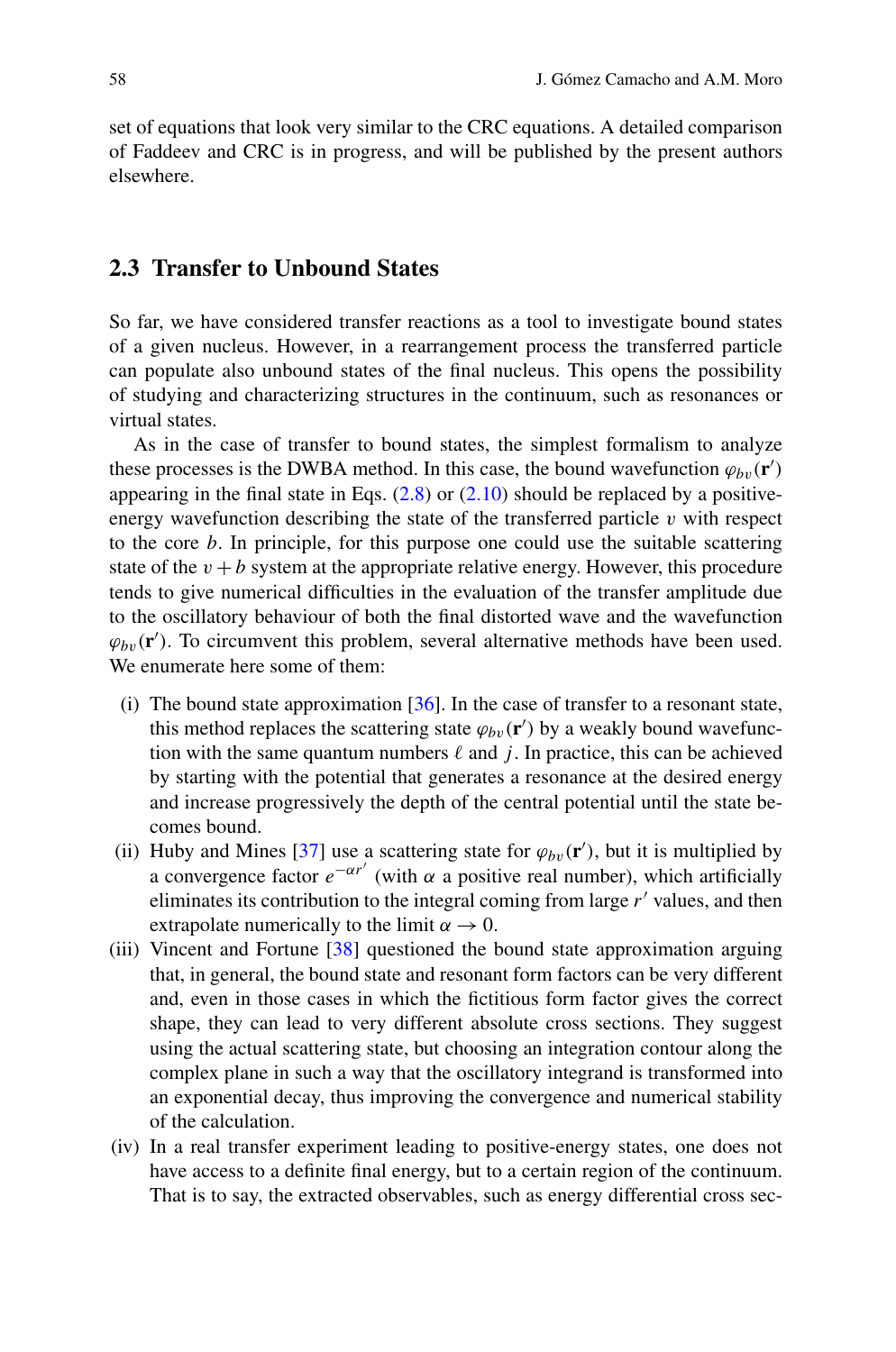set of equations that look very similar to the CRC equations. A detailed comparison of Faddeev and CRC is in progress, and will be published by the present authors elsewhere.

## 2.3 Transfer to Unbound States

So far, we have considered transfer reactions as a tool to investigate bound states of a given nucleus. However, in a rearrangement process the transferred particle can populate also unbound states of the final nucleus. This opens the possibility of studying and characterizing structures in the continuum, such as resonances or virtual states.

As in the case of transfer to bound states, the simplest formalism to analyze these processes is the DWBA method. In this case, the bound wavefunction $\varphi_{bv}(\mathbf{r}')$ appearing in the final state in Eqs. (2.8) or (2.10) should be replaced by a positive-energy wavefunction describing the state of the transferred particle $v$ with respect to the core $b$. In principle, for this purpose one could use the suitable scattering state of the $v + b$ system at the appropriate relative energy. However, this procedure tends to give numerical difficulties in the evaluation of the transfer amplitude due to the oscillatory behaviour of both the final distorted wave and the wavefunction $\varphi_{bv}(\mathbf{r}')$. To circumvent this problem, several alternative methods have been used. We enumerate here some of them:

(i) The bound state approximation [36]. In the case of transfer to a resonant state, this method replaces the scattering state $\varphi_{bv}(\mathbf{r}')$ by a weakly bound wavefunction with the same quantum numbers $\ell$ and $j$. In practice, this can be achieved by starting with the potential that generates a resonance at the desired energy and increase progressively the depth of the central potential until the state becomes bound.

(ii) Huby and Mines [37] use a scattering state for $\varphi_{bv}(\mathbf{r}')$, but it is multiplied by a convergence factor $e^{-\alpha r'}$ (with $\alpha$ a positive real number), which artificially eliminates its contribution to the integral coming from large $r'$ values, and then extrapolate numerically to the limit $\alpha \to 0$.

(iii) Vincent and Fortune [38] questioned the bound state approximation arguing that, in general, the bound state and resonant form factors can be very different and, even in those cases in which the fictitious form factor gives the correct shape, they can lead to very different absolute cross sections. They suggest using the actual scattering state, but choosing an integration contour along the complex plane in such a way that the oscillatory integrand is transformed into an exponential decay, thus improving the convergence and numerical stability of the calculation.

(iv) In a real transfer experiment leading to positive-energy states, one does not have access to a definite final energy, but to a certain region of the continuum. That is to say, the extracted observables, such as energy differential cross sec-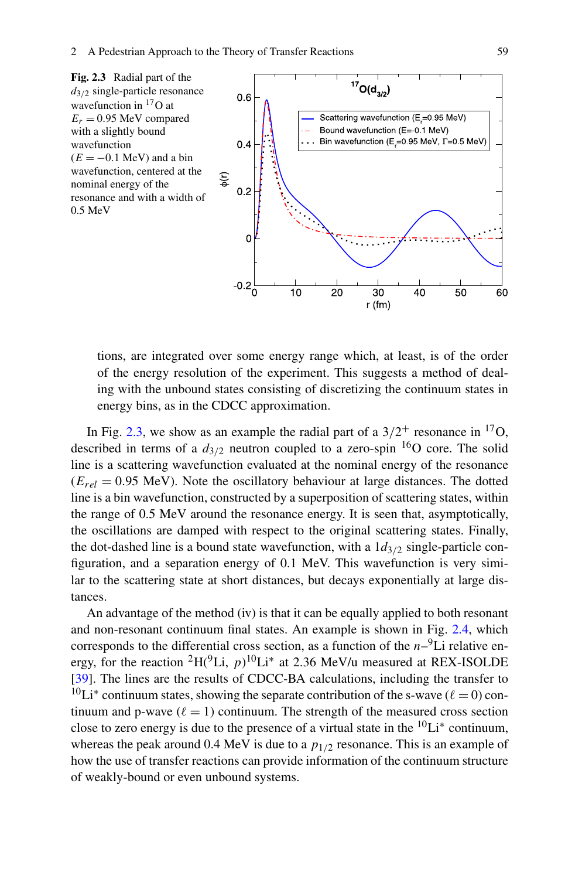**Fig. 2.3** Radial part of the $d_{3/2}$ single-particle resonance wavefunction in $^{17}$O at $E_r = 0.95$ MeV compared with a slightly bound wavefunction ($E = -0.1$ MeV) and a bin wavefunction, centered at the nominal energy of the resonance and with a width of 0.5 MeV

tions, are integrated over some energy range which, at least, is of the order of the energy resolution of the experiment. This suggests a method of dealing with the unbound states consisting of discretizing the continuum states in energy bins, as in the CDCC approximation.

In Fig. 2.3, we show as an example the radial part of a $3/2^+$ resonance in $^{17}$O, described in terms of a $d_{3/2}$ neutron coupled to a zero-spin $^{16}$O core. The solid line is a scattering wavefunction evaluated at the nominal energy of the resonance ($E_{rel} = 0.95$ MeV). Note the oscillatory behaviour at large distances. The dotted line is a bin wavefunction, constructed by a superposition of scattering states, within the range of 0.5 MeV around the resonance energy. It is seen that, asymptotically, the oscillations are damped with respect to the original scattering states. Finally, the dot-dashed line is a bound state wavefunction, with a $1d_{3/2}$ single-particle configuration, and a separation energy of 0.1 MeV. This wavefunction is very similar to the scattering state at short distances, but decays exponentially at large distances.

An advantage of the method (iv) is that it can be equally applied to both resonant and non-resonant continuum final states. An example is shown in Fig. 2.4, which corresponds to the differential cross section, as a function of the $n$–$^9$Li relative energy, for the reaction $^2$H($^9$Li, $p$)$^{10}$Li$^*$ at 2.36 MeV/u measured at REX-ISOLDE [39]. The lines are the results of CDCC-BA calculations, including the transfer to $^{10}$Li$^*$ continuum states, showing the separate contribution of the s-wave ($\ell = 0$) continuum and p-wave ($\ell = 1$) continuum. The strength of the measured cross section close to zero energy is due to the presence of a virtual state in the $^{10}$Li$^*$ continuum, whereas the peak around 0.4 MeV is due to a $p_{1/2}$ resonance. This is an example of how the use of transfer reactions can provide information of the continuum structure of weakly-bound or even unbound systems.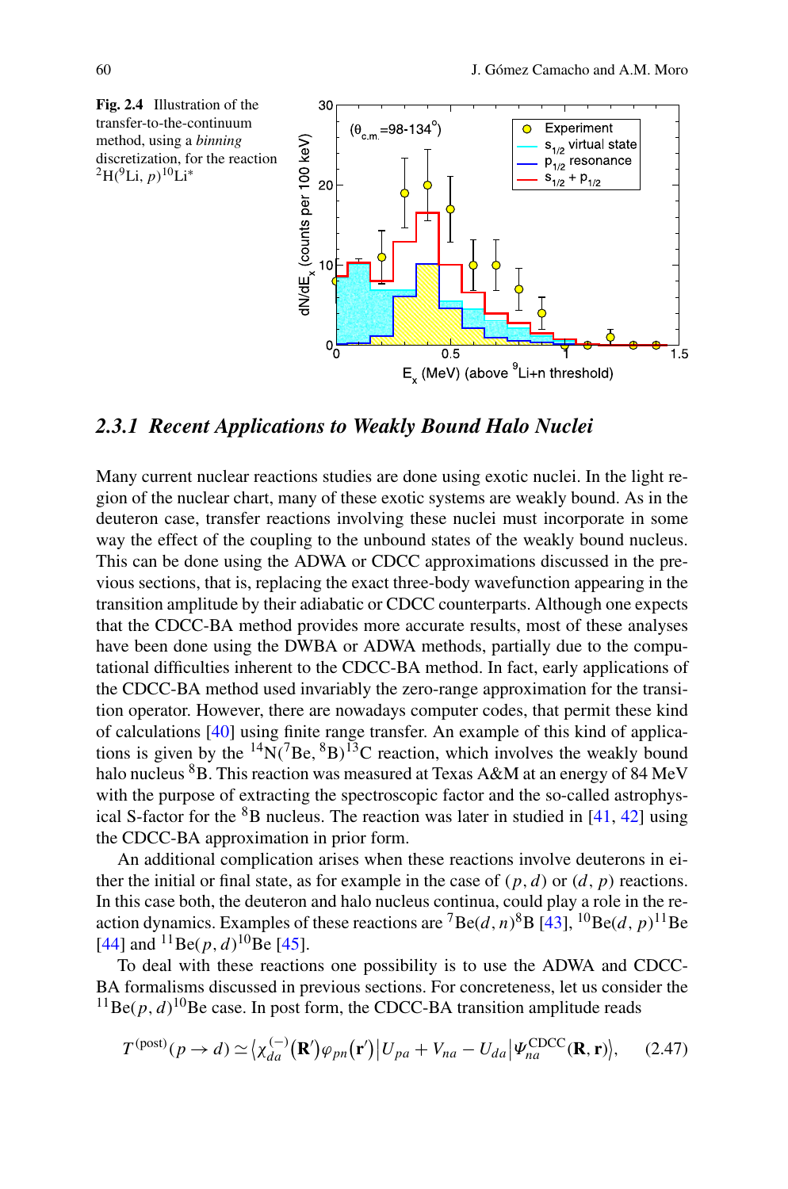**Fig. 2.4** Illustration of the transfer-to-the-continuum method, using a *binning* discretization, for the reaction $^{2}$H($^{9}$Li, $p$)$^{10}$Li*

### 2.3.1 Recent Applications to Weakly Bound Halo Nuclei

Many current nuclear reactions studies are done using exotic nuclei. In the light region of the nuclear chart, many of these exotic systems are weakly bound. As in the deuteron case, transfer reactions involving these nuclei must incorporate in some way the effect of the coupling to the unbound states of the weakly bound nucleus. This can be done using the ADWA or CDCC approximations discussed in the previous sections, that is, replacing the exact three-body wavefunction appearing in the transition amplitude by their adiabatic or CDCC counterparts. Although one expects that the CDCC-BA method provides more accurate results, most of these analyses have been done using the DWBA or ADWA methods, partially due to the computational difficulties inherent to the CDCC-BA method. In fact, early applications of the CDCC-BA method used invariably the zero-range approximation for the transition operator. However, there are nowadays computer codes, that permit these kind of calculations [40] using finite range transfer. An example of this kind of applications is given by the $^{14}$N($^{7}$Be, $^{8}$B)$^{13}$C reaction, which involves the weakly bound halo nucleus $^{8}$B. This reaction was measured at Texas A&M at an energy of 84 MeV with the purpose of extracting the spectroscopic factor and the so-called astrophysical S-factor for the $^{8}$B nucleus. The reaction was later in studied in [41, 42] using the CDCC-BA approximation in prior form.

An additional complication arises when these reactions involve deuterons in either the initial or final state, as for example in the case of $(p, d)$ or $(d, p)$ reactions. In this case both, the deuteron and halo nucleus continua, could play a role in the reaction dynamics. Examples of these reactions are $^{7}$Be$(d, n)^{8}$B [43], $^{10}$Be$(d, p)^{11}$Be [44] and $^{11}$Be$(p, d)^{10}$Be [45].

To deal with these reactions one possibility is to use the ADWA and CDCC-BA formalisms discussed in previous sections. For concreteness, let us consider the $^{11}$Be$(p, d)^{10}$Be case. In post form, the CDCC-BA transition amplitude reads

$$T^{(\text{post})}(p \to d) \simeq \langle \chi_{da}^{(-)}(\mathbf{R}')\varphi_{pn}(\mathbf{r}') | U_{pa} + V_{na} - U_{da} | \Psi_{na}^{\text{CDCC}}(\mathbf{R}, \mathbf{r}) \rangle, \qquad (2.47)$$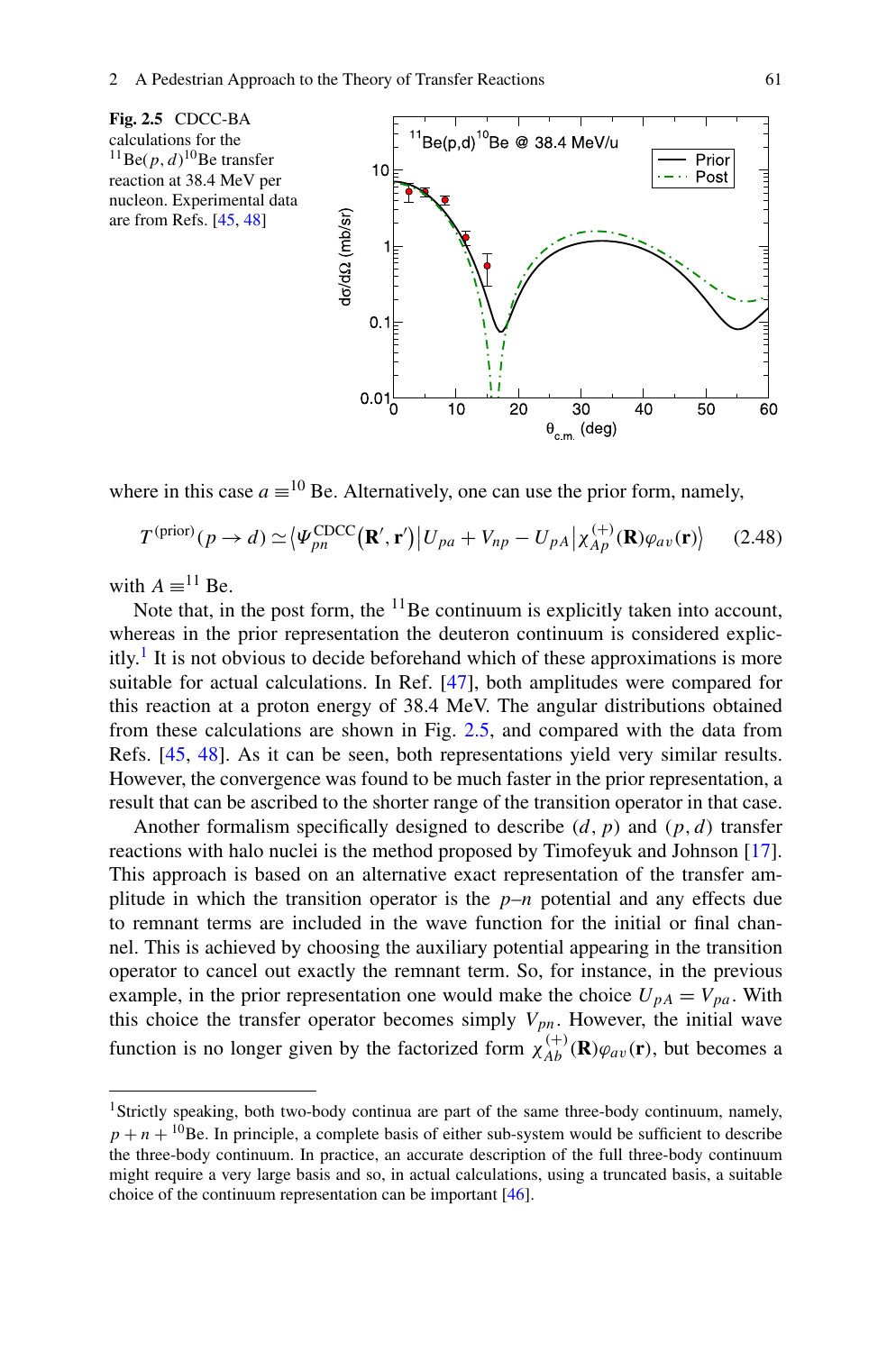**Fig. 2.5** CDCC-BA calculations for the $^{11}$Be$(p,d)^{10}$Be transfer reaction at 38.4 MeV per nucleon. Experimental data are from Refs. [45, 48]

where in this case $a \equiv ^{10}$Be. Alternatively, one can use the prior form, namely,

$$T^{(\text{prior})}(p \to d) \simeq \left\langle \Psi_{pn}^{\text{CDCC}}(\mathbf{R}', \mathbf{r}') \middle| U_{pa} + V_{np} - U_{pA} \middle| \chi_{Ap}^{(+)}(\mathbf{R}) \varphi_{av}(\mathbf{r}) \right\rangle \tag{2.48}$$

with $A \equiv ^{11}$Be.

Note that, in the post form, the $^{11}$Be continuum is explicitly taken into account, whereas in the prior representation the deuteron continuum is considered explicitly.[1] It is not obvious to decide beforehand which of these approximations is more suitable for actual calculations. In Ref. [47], both amplitudes were compared for this reaction at a proton energy of 38.4 MeV. The angular distributions obtained from these calculations are shown in Fig. 2.5, and compared with the data from Refs. [45, 48]. As it can be seen, both representations yield very similar results. However, the convergence was found to be much faster in the prior representation, a result that can be ascribed to the shorter range of the transition operator in that case.

Another formalism specifically designed to describe $(d, p)$ and $(p, d)$ transfer reactions with halo nuclei is the method proposed by Timofeyuk and Johnson [17]. This approach is based on an alternative exact representation of the transfer amplitude in which the transition operator is the $p$–$n$ potential and any effects due to remnant terms are included in the wave function for the initial or final channel. This is achieved by choosing the auxiliary potential appearing in the transition operator to cancel out exactly the remnant term. So, for instance, in the previous example, in the prior representation one would make the choice $U_{pA} = V_{pa}$. With this choice the transfer operator becomes simply $V_{pn}$. However, the initial wave function is no longer given by the factorized form $\chi_{Ab}^{(+)}(\mathbf{R})\varphi_{av}(\mathbf{r})$, but becomes a

[1] Strictly speaking, both two-body continua are part of the same three-body continuum, namely, $p + n + ^{10}$Be. In principle, a complete basis of either sub-system would be sufficient to describe the three-body continuum. In practice, an accurate description of the full three-body continuum might require a very large basis and so, in actual calculations, using a truncated basis, a suitable choice of the continuum representation can be important [46].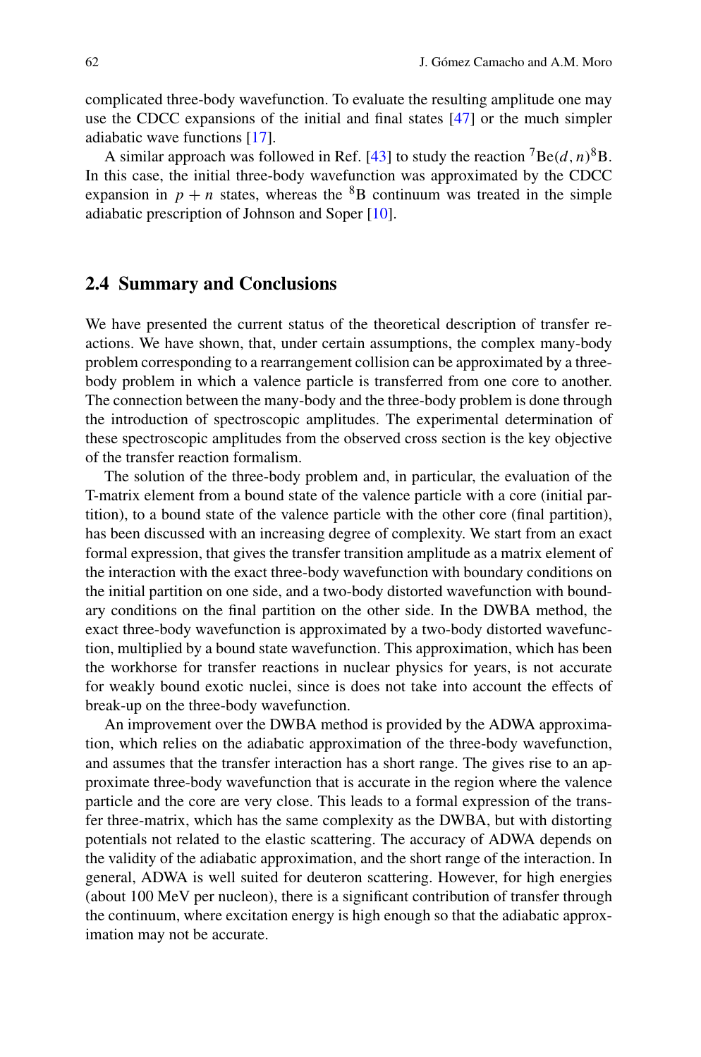complicated three-body wavefunction. To evaluate the resulting amplitude one may use the CDCC expansions of the initial and final states [47] or the much simpler adiabatic wave functions [17].

A similar approach was followed in Ref. [43] to study the reaction $^{7}\text{Be}(d,n)^{8}\text{B}$. In this case, the initial three-body wavefunction was approximated by the CDCC expansion in $p+n$ states, whereas the $^{8}\text{B}$ continuum was treated in the simple adiabatic prescription of Johnson and Soper [10].

## 2.4 Summary and Conclusions

We have presented the current status of the theoretical description of transfer reactions. We have shown, that, under certain assumptions, the complex many-body problem corresponding to a rearrangement collision can be approximated by a three-body problem in which a valence particle is transferred from one core to another. The connection between the many-body and the three-body problem is done through the introduction of spectroscopic amplitudes. The experimental determination of these spectroscopic amplitudes from the observed cross section is the key objective of the transfer reaction formalism.

The solution of the three-body problem and, in particular, the evaluation of the T-matrix element from a bound state of the valence particle with a core (initial partition), to a bound state of the valence particle with the other core (final partition), has been discussed with an increasing degree of complexity. We start from an exact formal expression, that gives the transfer transition amplitude as a matrix element of the interaction with the exact three-body wavefunction with boundary conditions on the initial partition on one side, and a two-body distorted wavefunction with boundary conditions on the final partition on the other side. In the DWBA method, the exact three-body wavefunction is approximated by a two-body distorted wavefunction, multiplied by a bound state wavefunction. This approximation, which has been the workhorse for transfer reactions in nuclear physics for years, is not accurate for weakly bound exotic nuclei, since is does not take into account the effects of break-up on the three-body wavefunction.

An improvement over the DWBA method is provided by the ADWA approximation, which relies on the adiabatic approximation of the three-body wavefunction, and assumes that the transfer interaction has a short range. The gives rise to an approximate three-body wavefunction that is accurate in the region where the valence particle and the core are very close. This leads to a formal expression of the transfer three-matrix, which has the same complexity as the DWBA, but with distorting potentials not related to the elastic scattering. The accuracy of ADWA depends on the validity of the adiabatic approximation, and the short range of the interaction. In general, ADWA is well suited for deuteron scattering. However, for high energies (about 100 MeV per nucleon), there is a significant contribution of transfer through the continuum, where excitation energy is high enough so that the adiabatic approximation may not be accurate.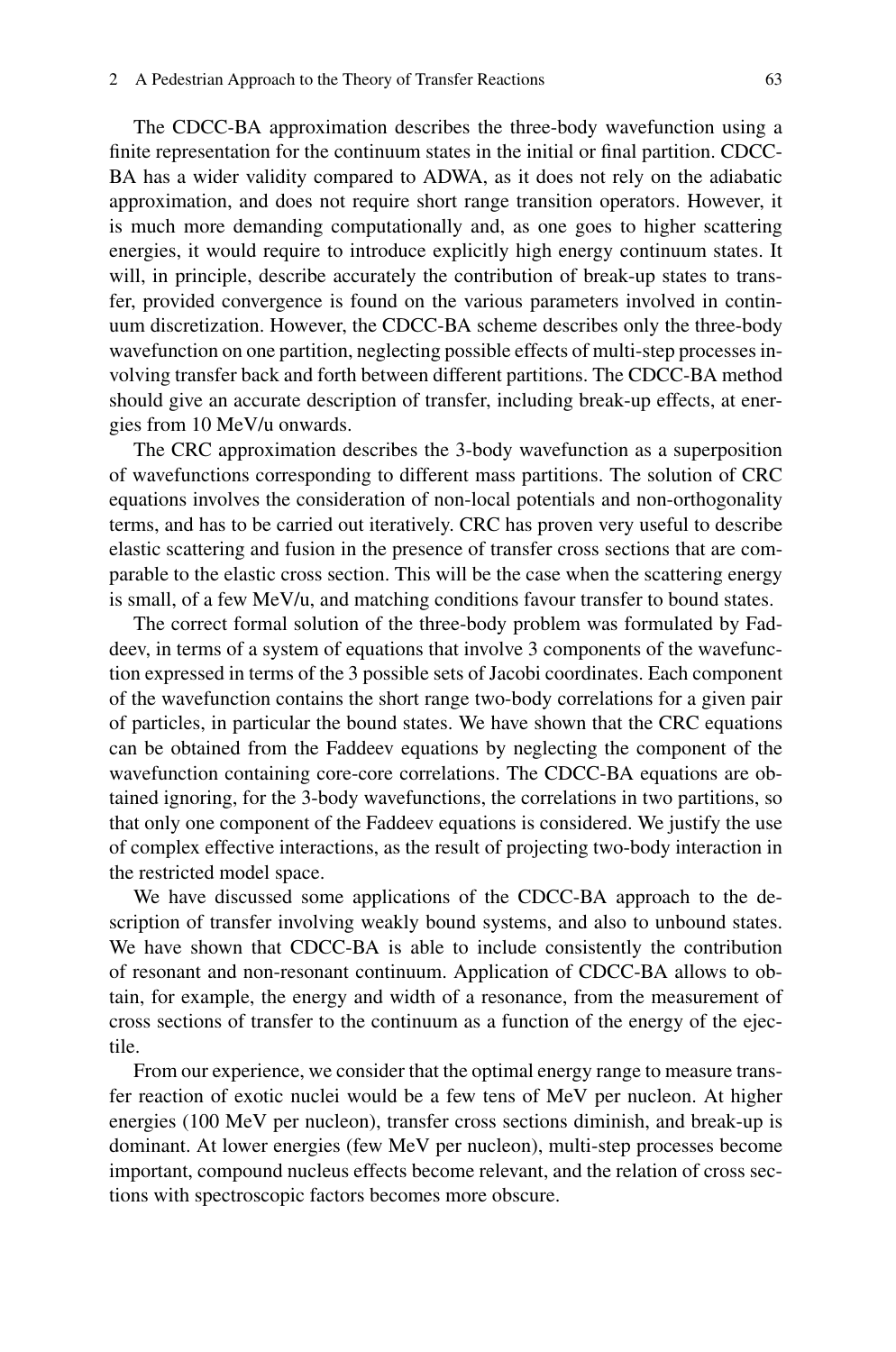The CDCC-BA approximation describes the three-body wavefunction using a finite representation for the continuum states in the initial or final partition. CDCC-BA has a wider validity compared to ADWA, as it does not rely on the adiabatic approximation, and does not require short range transition operators. However, it is much more demanding computationally and, as one goes to higher scattering energies, it would require to introduce explicitly high energy continuum states. It will, in principle, describe accurately the contribution of break-up states to transfer, provided convergence is found on the various parameters involved in continuum discretization. However, the CDCC-BA scheme describes only the three-body wavefunction on one partition, neglecting possible effects of multi-step processes involving transfer back and forth between different partitions. The CDCC-BA method should give an accurate description of transfer, including break-up effects, at energies from 10 MeV/u onwards.

The CRC approximation describes the 3-body wavefunction as a superposition of wavefunctions corresponding to different mass partitions. The solution of CRC equations involves the consideration of non-local potentials and non-orthogonality terms, and has to be carried out iteratively. CRC has proven very useful to describe elastic scattering and fusion in the presence of transfer cross sections that are comparable to the elastic cross section. This will be the case when the scattering energy is small, of a few MeV/u, and matching conditions favour transfer to bound states.

The correct formal solution of the three-body problem was formulated by Faddeev, in terms of a system of equations that involve 3 components of the wavefunction expressed in terms of the 3 possible sets of Jacobi coordinates. Each component of the wavefunction contains the short range two-body correlations for a given pair of particles, in particular the bound states. We have shown that the CRC equations can be obtained from the Faddeev equations by neglecting the component of the wavefunction containing core-core correlations. The CDCC-BA equations are obtained ignoring, for the 3-body wavefunctions, the correlations in two partitions, so that only one component of the Faddeev equations is considered. We justify the use of complex effective interactions, as the result of projecting two-body interaction in the restricted model space.

We have discussed some applications of the CDCC-BA approach to the description of transfer involving weakly bound systems, and also to unbound states. We have shown that CDCC-BA is able to include consistently the contribution of resonant and non-resonant continuum. Application of CDCC-BA allows to obtain, for example, the energy and width of a resonance, from the measurement of cross sections of transfer to the continuum as a function of the energy of the ejectile.

From our experience, we consider that the optimal energy range to measure transfer reaction of exotic nuclei would be a few tens of MeV per nucleon. At higher energies (100 MeV per nucleon), transfer cross sections diminish, and break-up is dominant. At lower energies (few MeV per nucleon), multi-step processes become important, compound nucleus effects become relevant, and the relation of cross sections with spectroscopic factors becomes more obscure.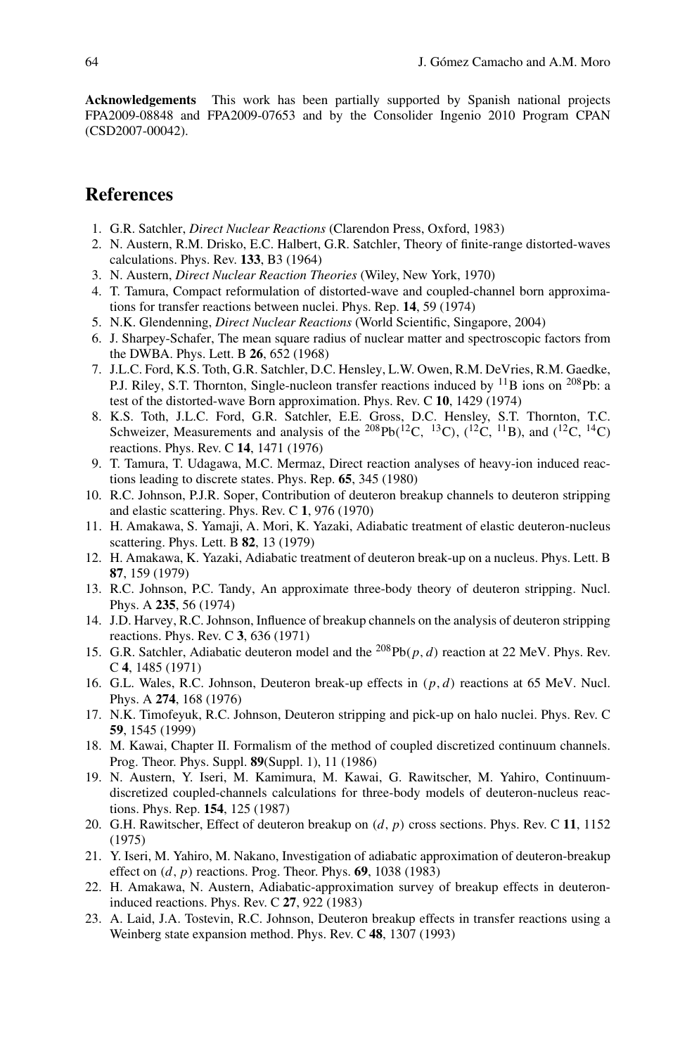**Acknowledgements** This work has been partially supported by Spanish national projects FPA2009-08848 and FPA2009-07653 and by the Consolider Ingenio 2010 Program CPAN (CSD2007-00042).

## References

1. G.R. Satchler, *Direct Nuclear Reactions* (Clarendon Press, Oxford, 1983)
2. N. Austern, R.M. Drisko, E.C. Halbert, G.R. Satchler, Theory of finite-range distorted-waves calculations. Phys. Rev. **133**, B3 (1964)
3. N. Austern, *Direct Nuclear Reaction Theories* (Wiley, New York, 1970)
4. T. Tamura, Compact reformulation of distorted-wave and coupled-channel born approximations for transfer reactions between nuclei. Phys. Rep. **14**, 59 (1974)
5. N.K. Glendenning, *Direct Nuclear Reactions* (World Scientific, Singapore, 2004)
6. J. Sharpey-Schafer, The mean square radius of nuclear matter and spectroscopic factors from the DWBA. Phys. Lett. B **26**, 652 (1968)
7. J.L.C. Ford, K.S. Toth, G.R. Satchler, D.C. Hensley, L.W. Owen, R.M. DeVries, R.M. Gaedke, P.J. Riley, S.T. Thornton, Single-nucleon transfer reactions induced by $^{11}$B ions on $^{208}$Pb: a test of the distorted-wave Born approximation. Phys. Rev. C **10**, 1429 (1974)
8. K.S. Toth, J.L.C. Ford, G.R. Satchler, E.E. Gross, D.C. Hensley, S.T. Thornton, T.C. Schweizer, Measurements and analysis of the $^{208}$Pb($^{12}$C, $^{13}$C), ($^{12}$C, $^{11}$B), and ($^{12}$C, $^{14}$C) reactions. Phys. Rev. C **14**, 1471 (1976)
9. T. Tamura, T. Udagawa, M.C. Mermaz, Direct reaction analyses of heavy-ion induced reactions leading to discrete states. Phys. Rep. **65**, 345 (1980)
10. R.C. Johnson, P.J.R. Soper, Contribution of deuteron breakup channels to deuteron stripping and elastic scattering. Phys. Rev. C **1**, 976 (1970)
11. H. Amakawa, S. Yamaji, A. Mori, K. Yazaki, Adiabatic treatment of elastic deuteron-nucleus scattering. Phys. Lett. B **82**, 13 (1979)
12. H. Amakawa, K. Yazaki, Adiabatic treatment of deuteron break-up on a nucleus. Phys. Lett. B **87**, 159 (1979)
13. R.C. Johnson, P.C. Tandy, An approximate three-body theory of deuteron stripping. Nucl. Phys. A **235**, 56 (1974)
14. J.D. Harvey, R.C. Johnson, Influence of breakup channels on the analysis of deuteron stripping reactions. Phys. Rev. C **3**, 636 (1971)
15. G.R. Satchler, Adiabatic deuteron model and the $^{208}$Pb$(p,d)$ reaction at 22 MeV. Phys. Rev. C **4**, 1485 (1971)
16. G.L. Wales, R.C. Johnson, Deuteron break-up effects in $(p,d)$ reactions at 65 MeV. Nucl. Phys. A **274**, 168 (1976)
17. N.K. Timofeyuk, R.C. Johnson, Deuteron stripping and pick-up on halo nuclei. Phys. Rev. C **59**, 1545 (1999)
18. M. Kawai, Chapter II. Formalism of the method of coupled discretized continuum channels. Prog. Theor. Phys. Suppl. **89**(Suppl. 1), 11 (1986)
19. N. Austern, Y. Iseri, M. Kamimura, M. Kawai, G. Rawitscher, M. Yahiro, Continuum-discretized coupled-channels calculations for three-body models of deuteron-nucleus reactions. Phys. Rep. **154**, 125 (1987)
20. G.H. Rawitscher, Effect of deuteron breakup on $(d,p)$ cross sections. Phys. Rev. C **11**, 1152 (1975)
21. Y. Iseri, M. Yahiro, M. Nakano, Investigation of adiabatic approximation of deuteron-breakup effect on $(d,p)$ reactions. Prog. Theor. Phys. **69**, 1038 (1983)
22. H. Amakawa, N. Austern, Adiabatic-approximation survey of breakup effects in deuteron-induced reactions. Phys. Rev. C **27**, 922 (1983)
23. A. Laid, J.A. Tostevin, R.C. Johnson, Deuteron breakup effects in transfer reactions using a Weinberg state expansion method. Phys. Rev. C **48**, 1307 (1993)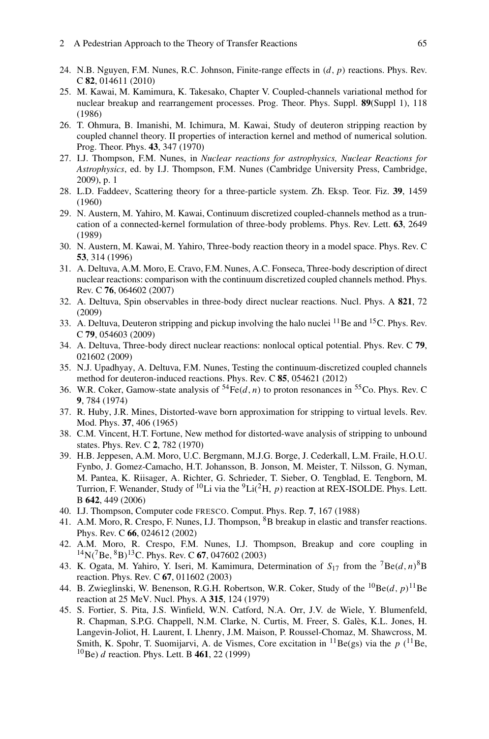24. N.B. Nguyen, F.M. Nunes, R.C. Johnson, Finite-range effects in $(d, p)$ reactions. Phys. Rev. C **82**, 014611 (2010)
25. M. Kawai, M. Kamimura, K. Takesako, Chapter V. Coupled-channels variational method for nuclear breakup and rearrangement processes. Prog. Theor. Phys. Suppl. **89**(Suppl 1), 118 (1986)
26. T. Ohmura, B. Imanishi, M. Ichimura, M. Kawai, Study of deuteron stripping reaction by coupled channel theory. II properties of interaction kernel and method of numerical solution. Prog. Theor. Phys. **43**, 347 (1970)
27. I.J. Thompson, F.M. Nunes, in *Nuclear reactions for astrophysics, Nuclear Reactions for Astrophysics*, ed. by I.J. Thompson, F.M. Nunes (Cambridge University Press, Cambridge, 2009), p. 1
28. L.D. Faddeev, Scattering theory for a three-particle system. Zh. Eksp. Teor. Fiz. **39**, 1459 (1960)
29. N. Austern, M. Yahiro, M. Kawai, Continuum discretized coupled-channels method as a truncation of a connected-kernel formulation of three-body problems. Phys. Rev. Lett. **63**, 2649 (1989)
30. N. Austern, M. Kawai, M. Yahiro, Three-body reaction theory in a model space. Phys. Rev. C **53**, 314 (1996)
31. A. Deltuva, A.M. Moro, E. Cravo, F.M. Nunes, A.C. Fonseca, Three-body description of direct nuclear reactions: comparison with the continuum discretized coupled channels method. Phys. Rev. C **76**, 064602 (2007)
32. A. Deltuva, Spin observables in three-body direct nuclear reactions. Nucl. Phys. A **821**, 72 (2009)
33. A. Deltuva, Deuteron stripping and pickup involving the halo nuclei $^{11}$Be and $^{15}$C. Phys. Rev. C **79**, 054603 (2009)
34. A. Deltuva, Three-body direct nuclear reactions: nonlocal optical potential. Phys. Rev. C **79**, 021602 (2009)
35. N.J. Upadhyay, A. Deltuva, F.M. Nunes, Testing the continuum-discretized coupled channels method for deuteron-induced reactions. Phys. Rev. C **85**, 054621 (2012)
36. W.R. Coker, Gamow-state analysis of $^{54}$Fe$(d, n)$ to proton resonances in $^{55}$Co. Phys. Rev. C **9**, 784 (1974)
37. R. Huby, J.R. Mines, Distorted-wave born approximation for stripping to virtual levels. Rev. Mod. Phys. **37**, 406 (1965)
38. C.M. Vincent, H.T. Fortune, New method for distorted-wave analysis of stripping to unbound states. Phys. Rev. C **2**, 782 (1970)
39. H.B. Jeppesen, A.M. Moro, U.C. Bergmann, M.J.G. Borge, J. Cederkall, L.M. Fraile, H.O.U. Fynbo, J. Gomez-Camacho, H.T. Johansson, B. Jonson, M. Meister, T. Nilsson, G. Nyman, M. Pantea, K. Riisager, A. Richter, G. Schrieder, T. Sieber, O. Tengblad, E. Tengborn, M. Turrion, F. Wenander, Study of $^{10}$Li via the $^{9}$Li($^{2}$H, $p$) reaction at REX-ISOLDE. Phys. Lett. B **642**, 449 (2006)
40. I.J. Thompson, Computer code FRESCO. Comput. Phys. Rep. **7**, 167 (1988)
41. A.M. Moro, R. Crespo, F. Nunes, I.J. Thompson, $^{8}$B breakup in elastic and transfer reactions. Phys. Rev. C **66**, 024612 (2002)
42. A.M. Moro, R. Crespo, F.M. Nunes, I.J. Thompson, Breakup and core coupling in $^{14}$N($^{7}$Be, $^{8}$B)$^{13}$C. Phys. Rev. C **67**, 047602 (2003)
43. K. Ogata, M. Yahiro, Y. Iseri, M. Kamimura, Determination of $S_{17}$ from the $^{7}$Be$(d, n)^{8}$B reaction. Phys. Rev. C **67**, 011602 (2003)
44. B. Zwieglinski, W. Benenson, R.G.H. Robertson, W.R. Coker, Study of the $^{10}$Be$(d, p)^{11}$Be reaction at 25 MeV. Nucl. Phys. A **315**, 124 (1979)
45. S. Fortier, S. Pita, J.S. Winfield, W.N. Catford, N.A. Orr, J.V. de Wiele, Y. Blumenfeld, R. Chapman, S.P.G. Chappell, N.M. Clarke, N. Curtis, M. Freer, S. Galès, K.L. Jones, H. Langevin-Joliot, H. Laurent, I. Lhenry, J.M. Maison, P. Roussel-Chomaz, M. Shawcross, M. Smith, K. Spohr, T. Suomijarvi, A. de Vismes, Core excitation in $^{11}$Be(gs) via the $p$ ($^{11}$Be, $^{10}$Be) $d$ reaction. Phys. Lett. B **461**, 22 (1999)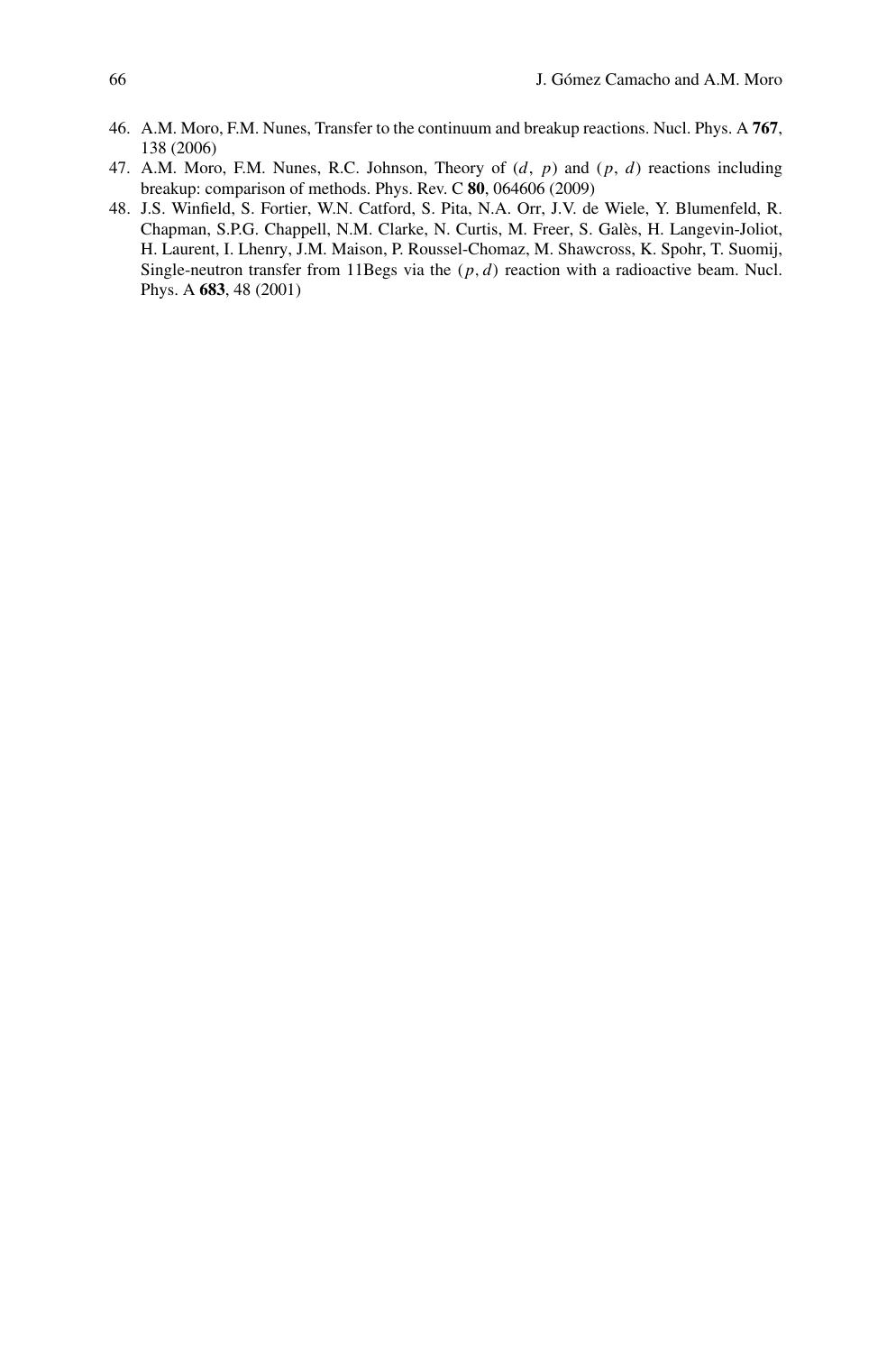46. A.M. Moro, F.M. Nunes, Transfer to the continuum and breakup reactions. Nucl. Phys. A **767**, 138 (2006)
47. A.M. Moro, F.M. Nunes, R.C. Johnson, Theory of $(d, p)$ and $(p, d)$ reactions including breakup: comparison of methods. Phys. Rev. C **80**, 064606 (2009)
48. J.S. Winfield, S. Fortier, W.N. Catford, S. Pita, N.A. Orr, J.V. de Wiele, Y. Blumenfeld, R. Chapman, S.P.G. Chappell, N.M. Clarke, N. Curtis, M. Freer, S. Galès, H. Langevin-Joliot, H. Laurent, I. Lhenry, J.M. Maison, P. Roussel-Chomaz, M. Shawcross, K. Spohr, T. Suomij, Single-neutron transfer from 11Begs via the $(p, d)$ reaction with a radioactive beam. Nucl. Phys. A **683**, 48 (2001)